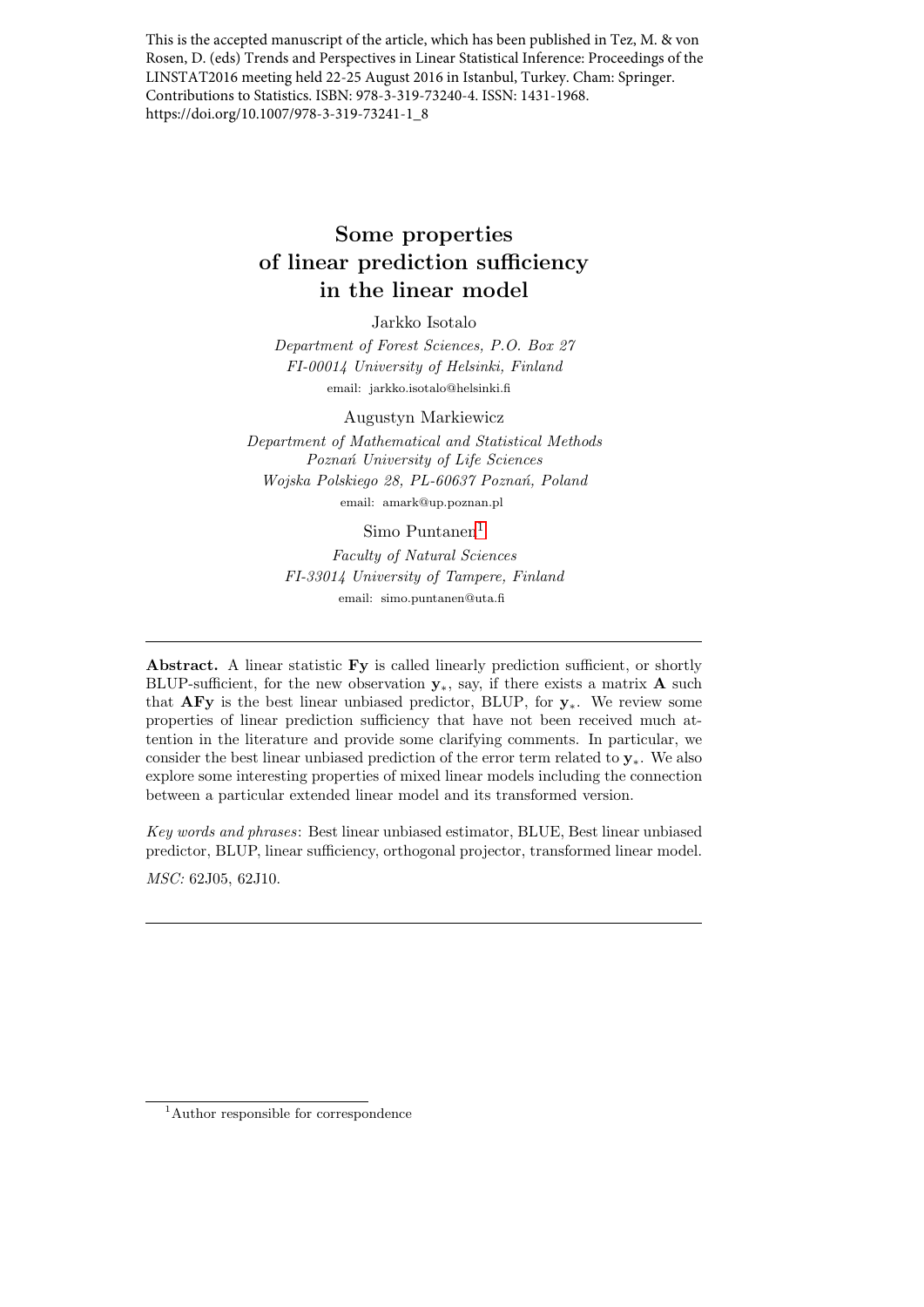This is the accepted manuscript of the article, which has been published in Tez, M. & von Rosen, D. (eds) Trends and Perspectives in Linear Statistical Inference: Proceedings of the LINSTAT2016 meeting held 22-25 August 2016 in Istanbul, Turkey. Cham: Springer. Contributions to Statistics. ISBN: 978-3-319-73240-4. ISSN: 1431-1968. https://doi.org/10.1007/978-3-319-73241-1_8

# Some properties of linear prediction sufficiency in the linear model

Jarkko Isotalo

*Department of Forest Sciences, P.O. Box 27*
*FI-00014 University of Helsinki, Finland*
email: jarkko.isotalo@helsinki.fi

Augustyn Markiewicz

*Department of Mathematical and Statistical Methods*
*Poznań University of Life Sciences*
*Wojska Polskiego 28, PL-60637 Poznań, Poland*
email: amark@up.poznan.pl

Simo Puntanen[1]

*Faculty of Natural Sciences*
*FI-33014 University of Tampere, Finland*
email: simo.puntanen@uta.fi

---

**Abstract.** A linear statistic $\mathbf{Fy}$ is called linearly prediction sufficient, or shortly BLUP-sufficient, for the new observation $\mathbf{y}_*$, say, if there exists a matrix $\mathbf{A}$ such that $\mathbf{AFy}$ is the best linear unbiased predictor, BLUP, for $\mathbf{y}_*$. We review some properties of linear prediction sufficiency that have not been received much attention in the literature and provide some clarifying comments. In particular, we consider the best linear unbiased prediction of the error term related to $\mathbf{y}_*$. We also explore some interesting properties of mixed linear models including the connection between a particular extended linear model and its transformed version.

*Key words and phrases*: Best linear unbiased estimator, BLUE, Best linear unbiased predictor, BLUP, linear sufficiency, orthogonal projector, transformed linear model.

*MSC:* 62J05, 62J10.

---

[1] Author responsible for correspondence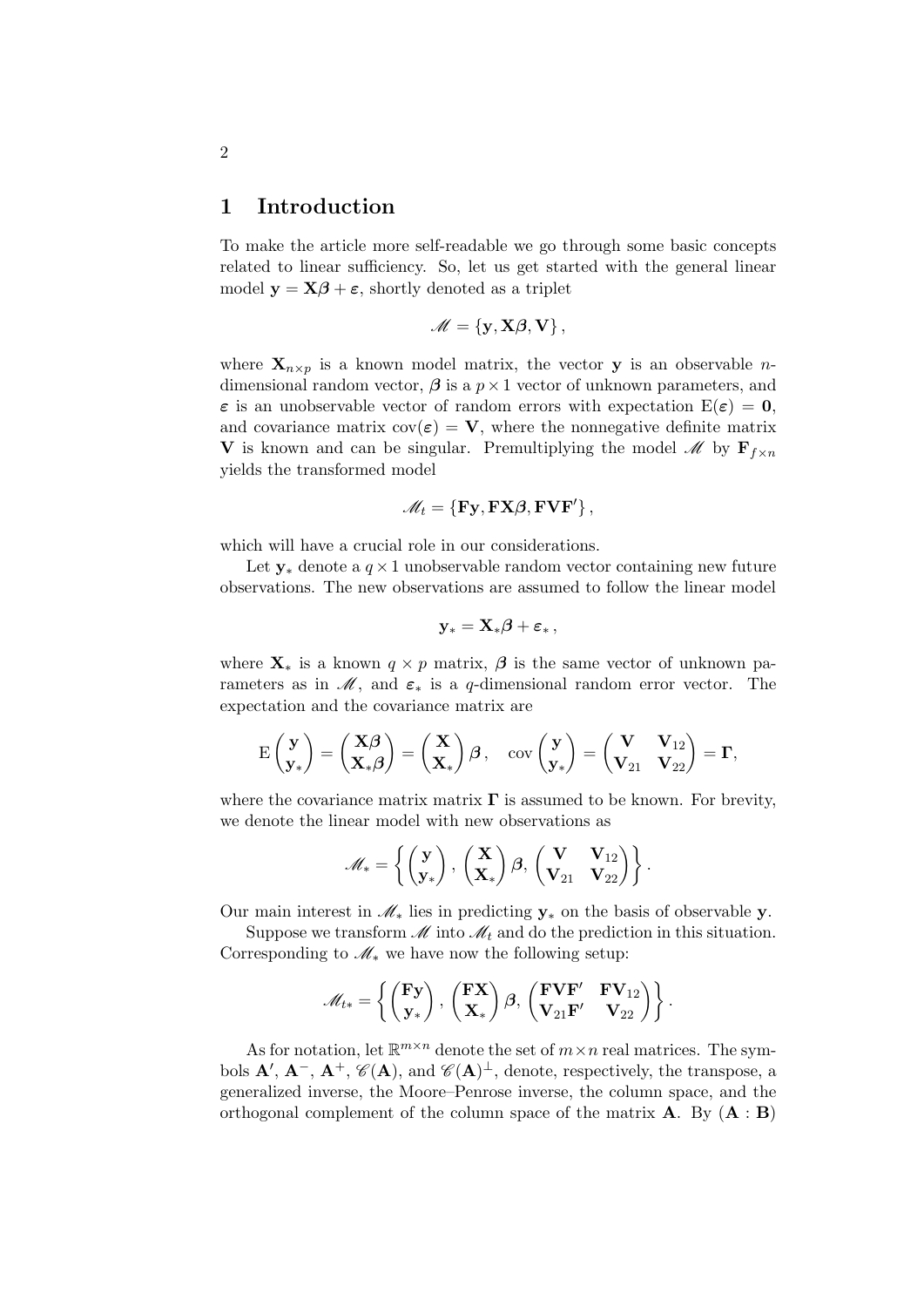# 1 Introduction

To make the article more self-readable we go through some basic concepts related to linear sufficiency. So, let us get started with the general linear model $\mathbf{y} = \mathbf{X}\boldsymbol{\beta} + \boldsymbol{\varepsilon}$, shortly denoted as a triplet

$$\mathscr{M} = \{\mathbf{y}, \mathbf{X}\boldsymbol{\beta}, \mathbf{V}\},$$

where $\mathbf{X}_{n\times p}$ is a known model matrix, the vector $\mathbf{y}$ is an observable $n$-dimensional random vector, $\boldsymbol{\beta}$ is a $p \times 1$ vector of unknown parameters, and $\boldsymbol{\varepsilon}$ is an unobservable vector of random errors with expectation $\mathrm{E}(\boldsymbol{\varepsilon}) = \mathbf{0}$, and covariance matrix $\mathrm{cov}(\boldsymbol{\varepsilon}) = \mathbf{V}$, where the nonnegative definite matrix $\mathbf{V}$ is known and can be singular. Premultiplying the model $\mathscr{M}$ by $\mathbf{F}_{f\times n}$ yields the transformed model

$$\mathscr{M}_t = \{\mathbf{F}\mathbf{y}, \mathbf{F}\mathbf{X}\boldsymbol{\beta}, \mathbf{F}\mathbf{V}\mathbf{F}'\},$$

which will have a crucial role in our considerations.

Let $\mathbf{y}_*$ denote a $q \times 1$ unobservable random vector containing new future observations. The new observations are assumed to follow the linear model

$$\mathbf{y}_* = \mathbf{X}_*\boldsymbol{\beta} + \boldsymbol{\varepsilon}_*,$$

where $\mathbf{X}_*$ is a known $q \times p$ matrix, $\boldsymbol{\beta}$ is the same vector of unknown parameters as in $\mathscr{M}$, and $\boldsymbol{\varepsilon}_*$ is a $q$-dimensional random error vector. The expectation and the covariance matrix are

$$\mathrm{E}\begin{pmatrix}\mathbf{y}\\ \mathbf{y}_*\end{pmatrix} = \begin{pmatrix}\mathbf{X}\boldsymbol{\beta}\\ \mathbf{X}_*\boldsymbol{\beta}\end{pmatrix} = \begin{pmatrix}\mathbf{X}\\ \mathbf{X}_*\end{pmatrix}\boldsymbol{\beta}, \quad \mathrm{cov}\begin{pmatrix}\mathbf{y}\\ \mathbf{y}_*\end{pmatrix} = \begin{pmatrix}\mathbf{V} & \mathbf{V}_{12}\\ \mathbf{V}_{21} & \mathbf{V}_{22}\end{pmatrix} = \boldsymbol{\Gamma},$$

where the covariance matrix matrix $\boldsymbol{\Gamma}$ is assumed to be known. For brevity, we denote the linear model with new observations as

$$\mathscr{M}_* = \left\{\begin{pmatrix}\mathbf{y}\\ \mathbf{y}_*\end{pmatrix}, \begin{pmatrix}\mathbf{X}\\ \mathbf{X}_*\end{pmatrix}\boldsymbol{\beta}, \begin{pmatrix}\mathbf{V} & \mathbf{V}_{12}\\ \mathbf{V}_{21} & \mathbf{V}_{22}\end{pmatrix}\right\}.$$

Our main interest in $\mathscr{M}_*$ lies in predicting $\mathbf{y}_*$ on the basis of observable $\mathbf{y}$.

Suppose we transform $\mathscr{M}$ into $\mathscr{M}_t$ and do the prediction in this situation. Corresponding to $\mathscr{M}_*$ we have now the following setup:

$$\mathscr{M}_{t*} = \left\{\begin{pmatrix}\mathbf{F}\mathbf{y}\\ \mathbf{y}_*\end{pmatrix}, \begin{pmatrix}\mathbf{F}\mathbf{X}\\ \mathbf{X}_*\end{pmatrix}\boldsymbol{\beta}, \begin{pmatrix}\mathbf{F}\mathbf{V}\mathbf{F}' & \mathbf{F}\mathbf{V}_{12}\\ \mathbf{V}_{21}\mathbf{F}' & \mathbf{V}_{22}\end{pmatrix}\right\}.$$

As for notation, let $\mathbb{R}^{m\times n}$ denote the set of $m\times n$ real matrices. The symbols $\mathbf{A}'$, $\mathbf{A}^-$, $\mathbf{A}^+$, $\mathscr{C}(\mathbf{A})$, and $\mathscr{C}(\mathbf{A})^\perp$, denote, respectively, the transpose, a generalized inverse, the Moore–Penrose inverse, the column space, and the orthogonal complement of the column space of the matrix $\mathbf{A}$. By $(\mathbf{A} : \mathbf{B})$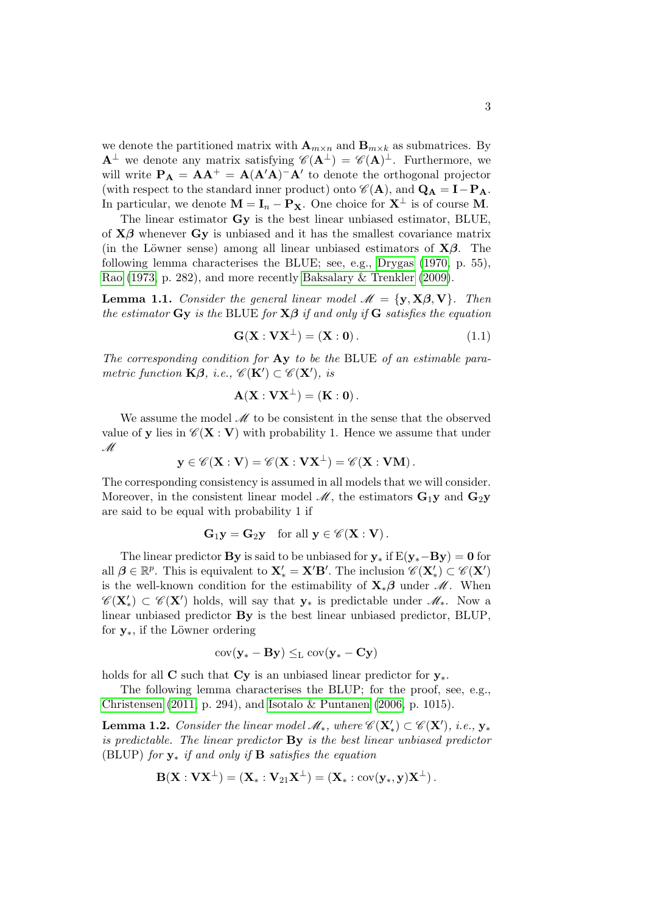we denote the partitioned matrix with $\mathbf{A}_{m\times n}$ and $\mathbf{B}_{m\times k}$ as submatrices. By $\mathbf{A}^{\perp}$ we denote any matrix satisfying $\mathscr{C}(\mathbf{A}^{\perp}) = \mathscr{C}(\mathbf{A})^{\perp}$. Furthermore, we will write $\mathbf{P}_{\mathbf{A}} = \mathbf{A}\mathbf{A}^{+} = \mathbf{A}(\mathbf{A}'\mathbf{A})^{-}\mathbf{A}'$ to denote the orthogonal projector (with respect to the standard inner product) onto $\mathscr{C}(\mathbf{A})$, and $\mathbf{Q}_{\mathbf{A}} = \mathbf{I} - \mathbf{P}_{\mathbf{A}}$. In particular, we denote $\mathbf{M} = \mathbf{I}_n - \mathbf{P}_{\mathbf{X}}$. One choice for $\mathbf{X}^{\perp}$ is of course $\mathbf{M}$.

The linear estimator $\mathbf{G}\mathbf{y}$ is the best linear unbiased estimator, BLUE, of $\mathbf{X}\boldsymbol{\beta}$ whenever $\mathbf{G}\mathbf{y}$ is unbiased and it has the smallest covariance matrix (in the Löwner sense) among all linear unbiased estimators of $\mathbf{X}\boldsymbol{\beta}$. The following lemma characterises the BLUE; see, e.g., Drygas (1970, p. 55), Rao (1973, p. 282), and more recently Baksalary & Trenkler (2009).

**Lemma 1.1.** *Consider the general linear model $\mathscr{M} = \{\mathbf{y}, \mathbf{X}\boldsymbol{\beta}, \mathbf{V}\}$. Then the estimator $\mathbf{G}\mathbf{y}$ is the* BLUE *for $\mathbf{X}\boldsymbol{\beta}$ if and only if $\mathbf{G}$ satisfies the equation*

$$\mathbf{G}(\mathbf{X} : \mathbf{V}\mathbf{X}^{\perp}) = (\mathbf{X} : \mathbf{0}). \tag{1.1}$$

*The corresponding condition for $\mathbf{A}\mathbf{y}$ to be the* BLUE *of an estimable parametric function $\mathbf{K}\boldsymbol{\beta}$, i.e., $\mathscr{C}(\mathbf{K}') \subset \mathscr{C}(\mathbf{X}')$, is*

$$\mathbf{A}(\mathbf{X} : \mathbf{V}\mathbf{X}^{\perp}) = (\mathbf{K} : \mathbf{0}).$$

We assume the model $\mathscr{M}$ to be consistent in the sense that the observed value of $\mathbf{y}$ lies in $\mathscr{C}(\mathbf{X} : \mathbf{V})$ with probability 1. Hence we assume that under $\mathscr{M}$

$$\mathbf{y} \in \mathscr{C}(\mathbf{X} : \mathbf{V}) = \mathscr{C}(\mathbf{X} : \mathbf{V}\mathbf{X}^{\perp}) = \mathscr{C}(\mathbf{X} : \mathbf{V}\mathbf{M}).$$

The corresponding consistency is assumed in all models that we will consider. Moreover, in the consistent linear model $\mathscr{M}$, the estimators $\mathbf{G}_1\mathbf{y}$ and $\mathbf{G}_2\mathbf{y}$ are said to be equal with probability 1 if

$$\mathbf{G}_1\mathbf{y} = \mathbf{G}_2\mathbf{y} \quad \text{for all } \mathbf{y} \in \mathscr{C}(\mathbf{X} : \mathbf{V}).$$

The linear predictor $\mathbf{B}\mathbf{y}$ is said to be unbiased for $\mathbf{y}_*$ if $\mathrm{E}(\mathbf{y}_* - \mathbf{B}\mathbf{y}) = \mathbf{0}$ for all $\boldsymbol{\beta} \in \mathbb{R}^p$. This is equivalent to $\mathbf{X}_*' = \mathbf{X}'\mathbf{B}'$. The inclusion $\mathscr{C}(\mathbf{X}_*') \subset \mathscr{C}(\mathbf{X}')$ is the well-known condition for the estimability of $\mathbf{X}_*\boldsymbol{\beta}$ under $\mathscr{M}$. When $\mathscr{C}(\mathbf{X}_*') \subset \mathscr{C}(\mathbf{X}')$ holds, will say that $\mathbf{y}_*$ is predictable under $\mathscr{M}_*$. Now a linear unbiased predictor $\mathbf{B}\mathbf{y}$ is the best linear unbiased predictor, BLUP, for $\mathbf{y}_*$, if the Löwner ordering

$$\mathrm{cov}(\mathbf{y}_* - \mathbf{B}\mathbf{y}) \leq_{\mathrm{L}} \mathrm{cov}(\mathbf{y}_* - \mathbf{C}\mathbf{y})$$

holds for all $\mathbf{C}$ such that $\mathbf{C}\mathbf{y}$ is an unbiased linear predictor for $\mathbf{y}_*$.

The following lemma characterises the BLUP; for the proof, see, e.g., Christensen (2011, p. 294), and Isotalo & Puntanen (2006, p. 1015).

**Lemma 1.2.** *Consider the linear model $\mathscr{M}_*$, where $\mathscr{C}(\mathbf{X}_*') \subset \mathscr{C}(\mathbf{X}')$, i.e., $\mathbf{y}_*$ is predictable. The linear predictor $\mathbf{B}\mathbf{y}$ is the best linear unbiased predictor* (BLUP) *for $\mathbf{y}_*$ if and only if $\mathbf{B}$ satisfies the equation*

$$\mathbf{B}(\mathbf{X} : \mathbf{V}\mathbf{X}^{\perp}) = (\mathbf{X}_* : \mathbf{V}_{21}\mathbf{X}^{\perp}) = (\mathbf{X}_* : \mathrm{cov}(\mathbf{y}_*, \mathbf{y})\mathbf{X}^{\perp}).$$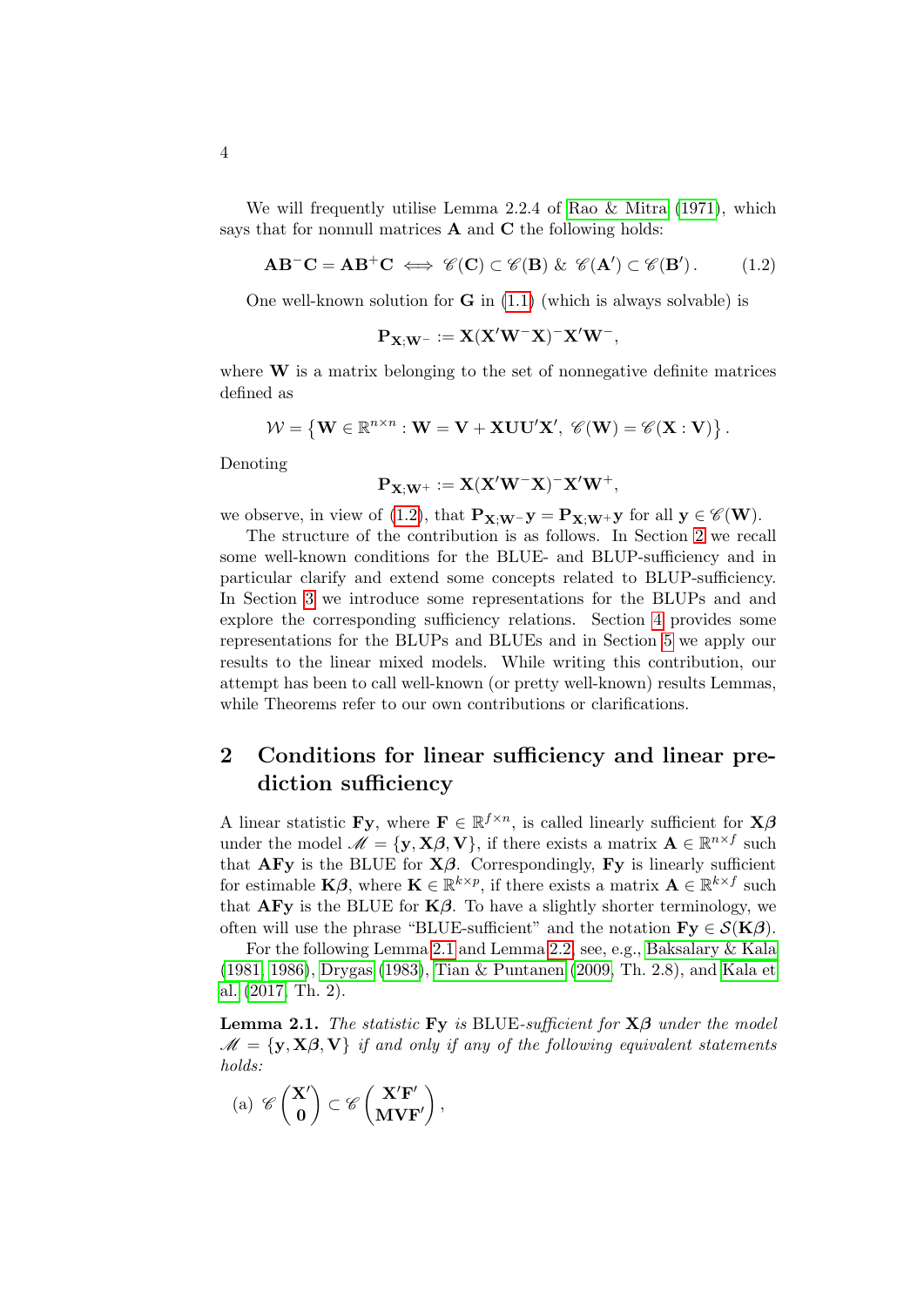We will frequently utilise Lemma 2.2.4 of Rao & Mitra (1971), which says that for nonnull matrices $\mathbf{A}$ and $\mathbf{C}$ the following holds:

$$\mathbf{A}\mathbf{B}^{-}\mathbf{C} = \mathbf{A}\mathbf{B}^{+}\mathbf{C} \iff \mathscr{C}(\mathbf{C}) \subset \mathscr{C}(\mathbf{B}) \;\&\; \mathscr{C}(\mathbf{A}') \subset \mathscr{C}(\mathbf{B}')\,. \tag{1.2}$$

One well-known solution for $\mathbf{G}$ in (1.1) (which is always solvable) is

$$\mathbf{P}_{\mathbf{X};\mathbf{W}^{-}} := \mathbf{X}(\mathbf{X}'\mathbf{W}^{-}\mathbf{X})^{-}\mathbf{X}'\mathbf{W}^{-},$$

where $\mathbf{W}$ is a matrix belonging to the set of nonnegative definite matrices defined as

$$\mathcal{W} = \left\{\mathbf{W} \in \mathbb{R}^{n\times n} : \mathbf{W} = \mathbf{V} + \mathbf{X}\mathbf{U}\mathbf{U}'\mathbf{X}',\; \mathscr{C}(\mathbf{W}) = \mathscr{C}(\mathbf{X} : \mathbf{V})\right\}.$$

Denoting

$$\mathbf{P}_{\mathbf{X};\mathbf{W}^{+}} := \mathbf{X}(\mathbf{X}'\mathbf{W}^{-}\mathbf{X})^{-}\mathbf{X}'\mathbf{W}^{+},$$

we observe, in view of (1.2), that $\mathbf{P}_{\mathbf{X};\mathbf{W}^{-}}\mathbf{y} = \mathbf{P}_{\mathbf{X};\mathbf{W}^{+}}\mathbf{y}$ for all $\mathbf{y} \in \mathscr{C}(\mathbf{W})$.

The structure of the contribution is as follows. In Section 2 we recall some well-known conditions for the BLUE- and BLUP-sufficiency and in particular clarify and extend some concepts related to BLUP-sufficiency. In Section 3 we introduce some representations for the BLUPs and and explore the corresponding sufficiency relations. Section 4 provides some representations for the BLUPs and BLUEs and in Section 5 we apply our results to the linear mixed models. While writing this contribution, our attempt has been to call well-known (or pretty well-known) results Lemmas, while Theorems refer to our own contributions or clarifications.

## 2 Conditions for linear sufficiency and linear prediction sufficiency

A linear statistic $\mathbf{F}\mathbf{y}$, where $\mathbf{F} \in \mathbb{R}^{f\times n}$, is called linearly sufficient for $\mathbf{X}\boldsymbol{\beta}$ under the model $\mathscr{M} = \{\mathbf{y}, \mathbf{X}\boldsymbol{\beta}, \mathbf{V}\}$, if there exists a matrix $\mathbf{A} \in \mathbb{R}^{n\times f}$ such that $\mathbf{A}\mathbf{F}\mathbf{y}$ is the BLUE for $\mathbf{X}\boldsymbol{\beta}$. Correspondingly, $\mathbf{F}\mathbf{y}$ is linearly sufficient for estimable $\mathbf{K}\boldsymbol{\beta}$, where $\mathbf{K} \in \mathbb{R}^{k\times p}$, if there exists a matrix $\mathbf{A} \in \mathbb{R}^{k\times f}$ such that $\mathbf{A}\mathbf{F}\mathbf{y}$ is the BLUE for $\mathbf{K}\boldsymbol{\beta}$. To have a slightly shorter terminology, we often will use the phrase "BLUE-sufficient" and the notation $\mathbf{F}\mathbf{y} \in \mathcal{S}(\mathbf{K}\boldsymbol{\beta})$.

For the following Lemma 2.1 and Lemma 2.2, see, e.g., Baksalary & Kala (1981, 1986), Drygas (1983), Tian & Puntanen (2009, Th. 2.8), and Kala et al. (2017, Th. 2).

**Lemma 2.1.** *The statistic $\mathbf{F}\mathbf{y}$ is BLUE-sufficient for $\mathbf{X}\boldsymbol{\beta}$ under the model $\mathscr{M} = \{\mathbf{y}, \mathbf{X}\boldsymbol{\beta}, \mathbf{V}\}$ if and only if any of the following equivalent statements holds:*

(a) $\mathscr{C}\begin{pmatrix}\mathbf{X}'\\ \mathbf{0}\end{pmatrix} \subset \mathscr{C}\begin{pmatrix}\mathbf{X}'\mathbf{F}'\\ \mathbf{M}\mathbf{V}\mathbf{F}'\end{pmatrix}$,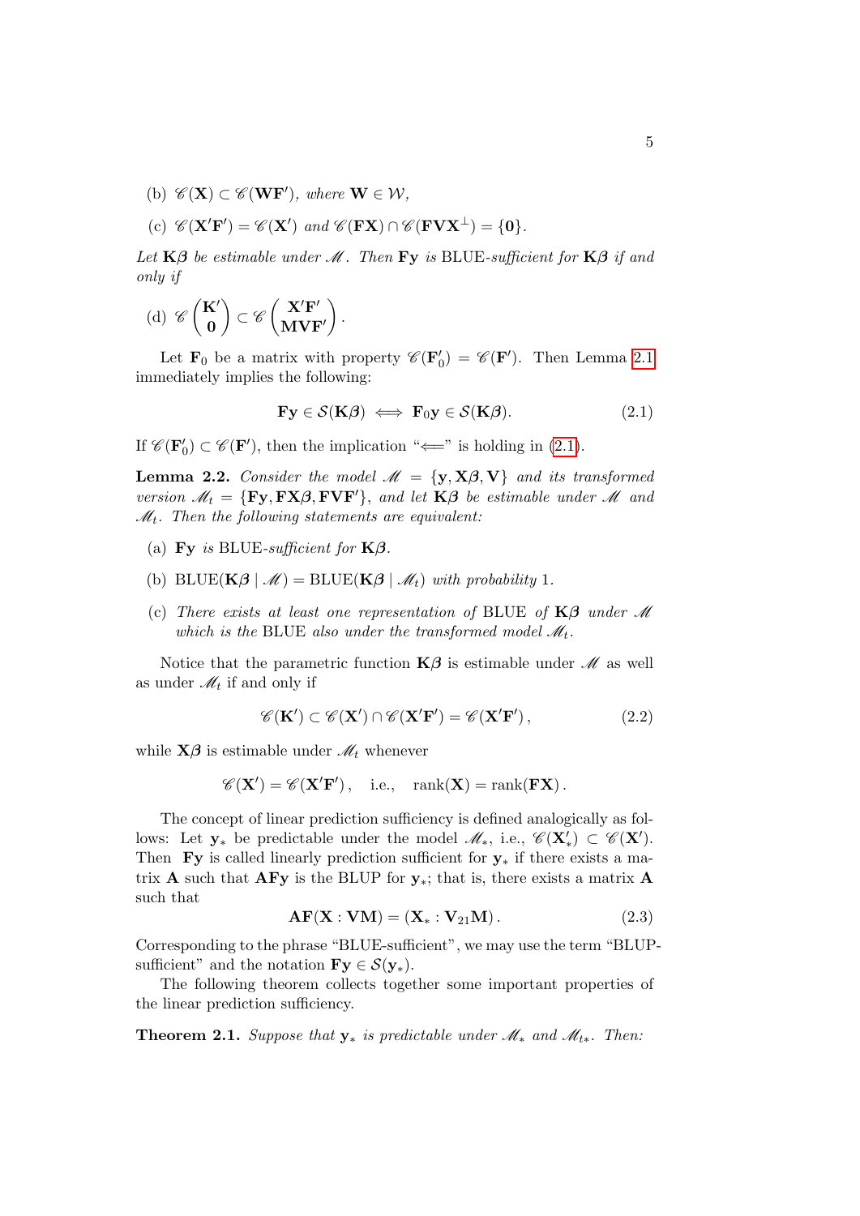(b) $\mathscr{C}(\mathbf{X}) \subset \mathscr{C}(\mathbf{W}\mathbf{F}')$, *where* $\mathbf{W} \in \mathcal{W}$,

(c) $\mathscr{C}(\mathbf{X}'\mathbf{F}') = \mathscr{C}(\mathbf{X}')$ *and* $\mathscr{C}(\mathbf{F}\mathbf{X}) \cap \mathscr{C}(\mathbf{F}\mathbf{V}\mathbf{X}^{\perp}) = \{\mathbf{0}\}$.

*Let* $\mathbf{K}\boldsymbol{\beta}$ *be estimable under* $\mathscr{M}$. *Then* $\mathbf{F}\mathbf{y}$ *is* BLUE*-sufficient for* $\mathbf{K}\boldsymbol{\beta}$ *if and only if*

(d) $\mathscr{C}\begin{pmatrix} \mathbf{K}' \\ \mathbf{0} \end{pmatrix} \subset \mathscr{C}\begin{pmatrix} \mathbf{X}'\mathbf{F}' \\ \mathbf{M}\mathbf{V}\mathbf{F}' \end{pmatrix}$.

Let $\mathbf{F}_0$ be a matrix with property $\mathscr{C}(\mathbf{F}_0') = \mathscr{C}(\mathbf{F}')$. Then Lemma 2.1 immediately implies the following:

$$\mathbf{F}\mathbf{y} \in \mathcal{S}(\mathbf{K}\boldsymbol{\beta}) \iff \mathbf{F}_0\mathbf{y} \in \mathcal{S}(\mathbf{K}\boldsymbol{\beta}). \tag{2.1}$$

If $\mathscr{C}(\mathbf{F}_0') \subset \mathscr{C}(\mathbf{F}')$, then the implication "$\Longleftarrow$" is holding in (2.1).

**Lemma 2.2.** *Consider the model* $\mathscr{M} = \{\mathbf{y}, \mathbf{X}\boldsymbol{\beta}, \mathbf{V}\}$ *and its transformed version* $\mathscr{M}_t = \{\mathbf{F}\mathbf{y}, \mathbf{F}\mathbf{X}\boldsymbol{\beta}, \mathbf{F}\mathbf{V}\mathbf{F}'\}$, *and let* $\mathbf{K}\boldsymbol{\beta}$ *be estimable under* $\mathscr{M}$ *and* $\mathscr{M}_t$. *Then the following statements are equivalent:*

(a) $\mathbf{F}\mathbf{y}$ *is* BLUE*-sufficient for* $\mathbf{K}\boldsymbol{\beta}$.

(b) $\mathrm{BLUE}(\mathbf{K}\boldsymbol{\beta} \mid \mathscr{M}) = \mathrm{BLUE}(\mathbf{K}\boldsymbol{\beta} \mid \mathscr{M}_t)$ *with probability* 1.

(c) *There exists at least one representation of* BLUE *of* $\mathbf{K}\boldsymbol{\beta}$ *under* $\mathscr{M}$ *which is the* BLUE *also under the transformed model* $\mathscr{M}_t$.

Notice that the parametric function $\mathbf{K}\boldsymbol{\beta}$ is estimable under $\mathscr{M}$ as well as under $\mathscr{M}_t$ if and only if

$$\mathscr{C}(\mathbf{K}') \subset \mathscr{C}(\mathbf{X}') \cap \mathscr{C}(\mathbf{X}'\mathbf{F}') = \mathscr{C}(\mathbf{X}'\mathbf{F}'), \tag{2.2}$$

while $\mathbf{X}\boldsymbol{\beta}$ is estimable under $\mathscr{M}_t$ whenever

$$\mathscr{C}(\mathbf{X}') = \mathscr{C}(\mathbf{X}'\mathbf{F}'), \quad \text{i.e.,} \quad \mathrm{rank}(\mathbf{X}) = \mathrm{rank}(\mathbf{F}\mathbf{X}).$$

The concept of linear prediction sufficiency is defined analogically as follows: Let $\mathbf{y}_*$ be predictable under the model $\mathscr{M}_*$, i.e., $\mathscr{C}(\mathbf{X}_*') \subset \mathscr{C}(\mathbf{X}')$. Then $\mathbf{F}\mathbf{y}$ is called linearly prediction sufficient for $\mathbf{y}_*$ if there exists a matrix $\mathbf{A}$ such that $\mathbf{A}\mathbf{F}\mathbf{y}$ is the BLUP for $\mathbf{y}_*$; that is, there exists a matrix $\mathbf{A}$ such that

$$\mathbf{A}\mathbf{F}(\mathbf{X} : \mathbf{V}\mathbf{M}) = (\mathbf{X}_* : \mathbf{V}_{21}\mathbf{M}). \tag{2.3}$$

Corresponding to the phrase "BLUE-sufficient", we may use the term "BLUP-sufficient" and the notation $\mathbf{F}\mathbf{y} \in \mathcal{S}(\mathbf{y}_*)$.

The following theorem collects together some important properties of the linear prediction sufficiency.

**Theorem 2.1.** *Suppose that* $\mathbf{y}_*$ *is predictable under* $\mathscr{M}_*$ *and* $\mathscr{M}_{t*}$. *Then:*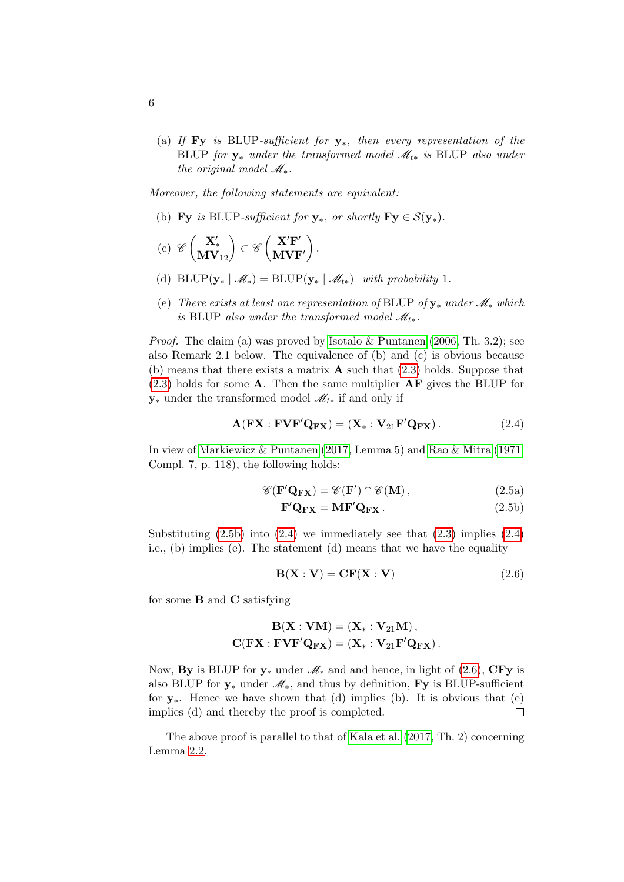(a) *If* $\mathbf{Fy}$ *is* BLUP*-sufficient for* $\mathbf{y}_*$*, then every representation of the* BLUP *for* $\mathbf{y}_*$ *under the transformed model* $\mathscr{M}_{t*}$ *is* BLUP *also under the original model* $\mathscr{M}_*$.

*Moreover, the following statements are equivalent:*

(b) $\mathbf{Fy}$ *is* BLUP*-sufficient for* $\mathbf{y}_*$*, or shortly* $\mathbf{Fy} \in \mathcal{S}(\mathbf{y}_*)$.

(c) $\mathscr{C}\begin{pmatrix} \mathbf{X}_*' \\ \mathbf{MV}_{12} \end{pmatrix} \subset \mathscr{C}\begin{pmatrix} \mathbf{X}'\mathbf{F}' \\ \mathbf{MVF}' \end{pmatrix}$.

(d) $\mathrm{BLUP}(\mathbf{y}_* \mid \mathscr{M}_*) = \mathrm{BLUP}(\mathbf{y}_* \mid \mathscr{M}_{t*})$ *with probability* 1.

(e) *There exists at least one representation of* BLUP *of* $\mathbf{y}_*$ *under* $\mathscr{M}_*$ *which is* BLUP *also under the transformed model* $\mathscr{M}_{t*}$.

*Proof.* The claim (a) was proved by Isotalo & Puntanen (2006, Th. 3.2); see also Remark 2.1 below. The equivalence of (b) and (c) is obvious because (b) means that there exists a matrix $\mathbf{A}$ such that (2.3) holds. Suppose that (2.3) holds for some $\mathbf{A}$. Then the same multiplier $\mathbf{AF}$ gives the BLUP for $\mathbf{y}_*$ under the transformed model $\mathscr{M}_{t*}$ if and only if

$$\mathbf{A}(\mathbf{FX} : \mathbf{FVF}'\mathbf{Q}_{\mathbf{FX}}) = (\mathbf{X}_* : \mathbf{V}_{21}\mathbf{F}'\mathbf{Q}_{\mathbf{FX}})\,. \tag{2.4}$$

In view of Markiewicz & Puntanen (2017, Lemma 5) and Rao & Mitra (1971, Compl. 7, p. 118), the following holds:

$$\mathscr{C}(\mathbf{F}'\mathbf{Q}_{\mathbf{FX}}) = \mathscr{C}(\mathbf{F}') \cap \mathscr{C}(\mathbf{M})\,, \tag{2.5a}$$

$$\mathbf{F}'\mathbf{Q}_{\mathbf{FX}} = \mathbf{MF}'\mathbf{Q}_{\mathbf{FX}}\,. \tag{2.5b}$$

Substituting (2.5b) into (2.4) we immediately see that (2.3) implies (2.4) i.e., (b) implies (e). The statement (d) means that we have the equality

$$\mathbf{B}(\mathbf{X} : \mathbf{V}) = \mathbf{CF}(\mathbf{X} : \mathbf{V}) \tag{2.6}$$

for some $\mathbf{B}$ and $\mathbf{C}$ satisfying

$$\mathbf{B}(\mathbf{X} : \mathbf{VM}) = (\mathbf{X}_* : \mathbf{V}_{21}\mathbf{M})\,,$$
$$\mathbf{C}(\mathbf{FX} : \mathbf{FVF}'\mathbf{Q}_{\mathbf{FX}}) = (\mathbf{X}_* : \mathbf{V}_{21}\mathbf{F}'\mathbf{Q}_{\mathbf{FX}})\,.$$

Now, $\mathbf{By}$ is BLUP for $\mathbf{y}_*$ under $\mathscr{M}_*$ and and hence, in light of (2.6), $\mathbf{CFy}$ is also BLUP for $\mathbf{y}_*$ under $\mathscr{M}_*$, and thus by definition, $\mathbf{Fy}$ is BLUP-sufficient for $\mathbf{y}_*$. Hence we have shown that (d) implies (b). It is obvious that (e) implies (d) and thereby the proof is completed. □

The above proof is parallel to that of Kala et al. (2017, Th. 2) concerning Lemma 2.2.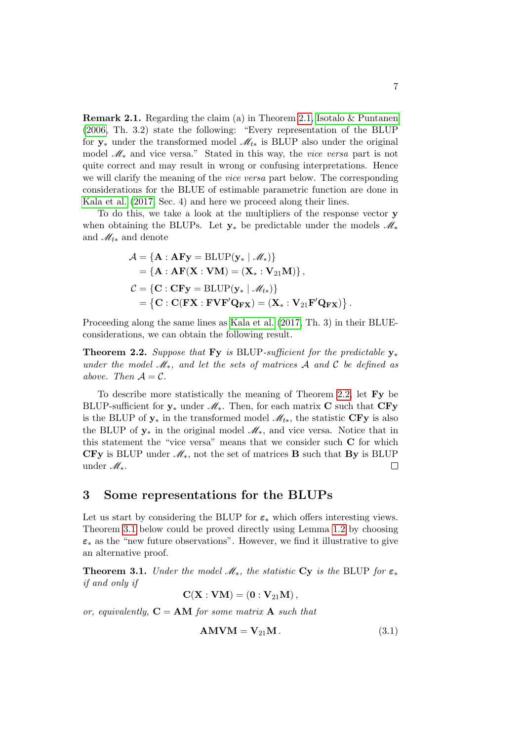**Remark 2.1.** Regarding the claim (a) in Theorem 2.1, Isotalo & Puntanen (2006, Th. 3.2) state the following: "Every representation of the BLUP for $\mathbf{y}_*$ under the transformed model $\mathscr{M}_{t*}$ is BLUP also under the original model $\mathscr{M}_*$ and vice versa." Stated in this way, the *vice versa* part is not quite correct and may result in wrong or confusing interpretations. Hence we will clarify the meaning of the *vice versa* part below. The corresponding considerations for the BLUE of estimable parametric function are done in Kala et al. (2017, Sec. 4) and here we proceed along their lines.

To do this, we take a look at the multipliers of the response vector $\mathbf{y}$ when obtaining the BLUPs. Let $\mathbf{y}_*$ be predictable under the models $\mathscr{M}_*$ and $\mathscr{M}_{t*}$ and denote

$$
\begin{aligned}
\mathcal{A} &= \{\mathbf{A} : \mathbf{AFy} = \mathrm{BLUP}(\mathbf{y}_* \mid \mathscr{M}_*)\} \\
&= \{\mathbf{A} : \mathbf{AF}(\mathbf{X} : \mathbf{VM}) = (\mathbf{X}_* : \mathbf{V}_{21}\mathbf{M})\}, \\
\mathcal{C} &= \{\mathbf{C} : \mathbf{CFy} = \mathrm{BLUP}(\mathbf{y}_* \mid \mathscr{M}_{t*})\} \\
&= \{\mathbf{C} : \mathbf{C}(\mathbf{FX} : \mathbf{FVF}'\mathbf{Q}_{\mathbf{FX}}) = (\mathbf{X}_* : \mathbf{V}_{21}\mathbf{F}'\mathbf{Q}_{\mathbf{FX}})\}.
\end{aligned}
$$

Proceeding along the same lines as Kala et al. (2017, Th. 3) in their BLUE-considerations, we can obtain the following result.

**Theorem 2.2.** *Suppose that* $\mathbf{Fy}$ *is* BLUP*-sufficient for the predictable* $\mathbf{y}_*$ *under the model* $\mathscr{M}_*$*, and let the sets of matrices* $\mathcal{A}$ *and* $\mathcal{C}$ *be defined as above. Then* $\mathcal{A} = \mathcal{C}$.

To describe more statistically the meaning of Theorem 2.2, let $\mathbf{Fy}$ be BLUP-sufficient for $\mathbf{y}_*$ under $\mathscr{M}_*$. Then, for each matrix $\mathbf{C}$ such that $\mathbf{CFy}$ is the BLUP of $\mathbf{y}_*$ in the transformed model $\mathscr{M}_{t*}$, the statistic $\mathbf{CFy}$ is also the BLUP of $\mathbf{y}_*$ in the original model $\mathscr{M}_*$, and vice versa. Notice that in this statement the "vice versa" means that we consider such $\mathbf{C}$ for which $\mathbf{CFy}$ is BLUP under $\mathscr{M}_*$, not the set of matrices $\mathbf{B}$ such that $\mathbf{By}$ is BLUP under $\mathscr{M}_*$. □

## 3 Some representations for the BLUPs

Let us start by considering the BLUP for $\boldsymbol{\varepsilon}_*$ which offers interesting views. Theorem 3.1 below could be proved directly using Lemma 1.2 by choosing $\boldsymbol{\varepsilon}_*$ as the "new future observations". However, we find it illustrative to give an alternative proof.

**Theorem 3.1.** *Under the model* $\mathscr{M}_*$*, the statistic* $\mathbf{Cy}$ *is the* BLUP *for* $\boldsymbol{\varepsilon}_*$ *if and only if*

$$
\mathbf{C}(\mathbf{X} : \mathbf{VM}) = (\mathbf{0} : \mathbf{V}_{21}\mathbf{M}),
$$

*or, equivalently,* $\mathbf{C} = \mathbf{AM}$ *for some matrix* $\mathbf{A}$ *such that*

$$
\mathbf{AMVM} = \mathbf{V}_{21}\mathbf{M}. \tag{3.1}
$$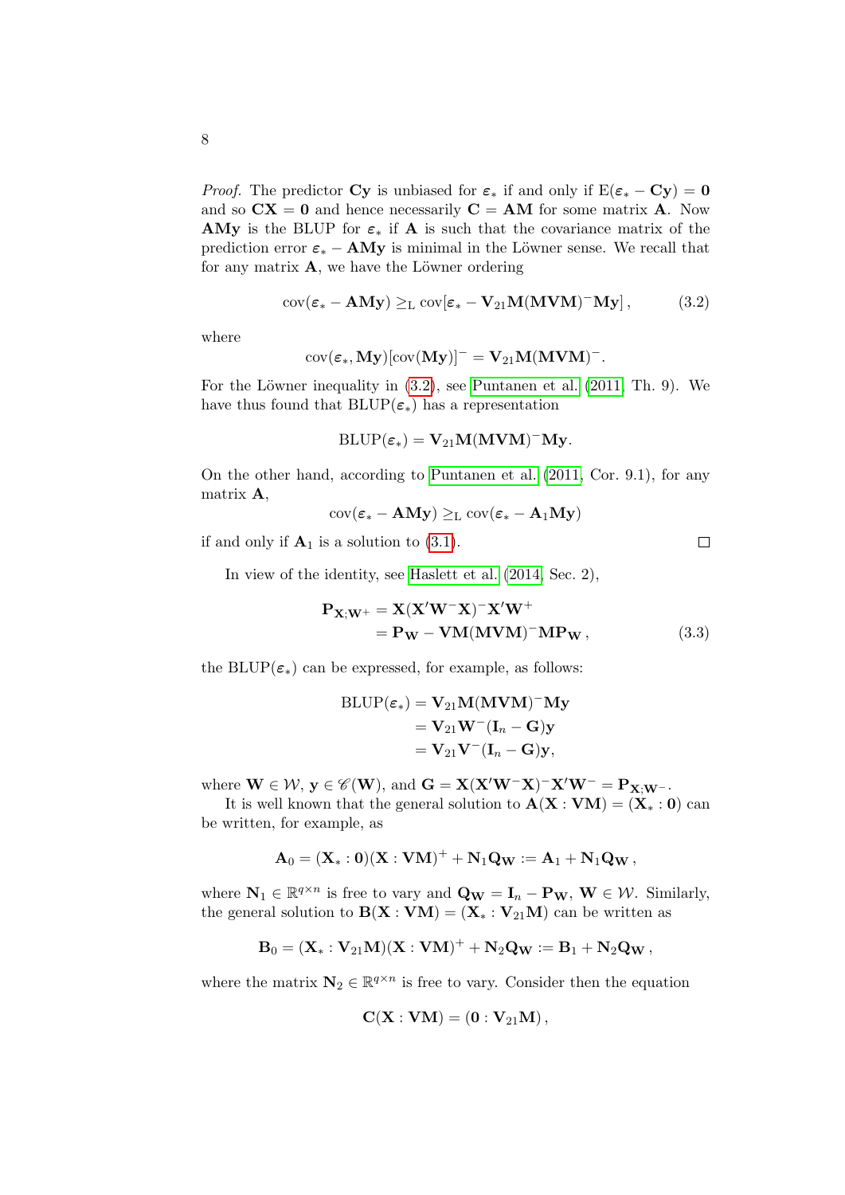*Proof.* The predictor $\mathbf{Cy}$ is unbiased for $\boldsymbol{\varepsilon}_*$ if and only if $\mathrm{E}(\boldsymbol{\varepsilon}_* - \mathbf{Cy}) = \mathbf{0}$ and so $\mathbf{CX} = \mathbf{0}$ and hence necessarily $\mathbf{C} = \mathbf{AM}$ for some matrix $\mathbf{A}$. Now $\mathbf{AMy}$ is the BLUP for $\boldsymbol{\varepsilon}_*$ if $\mathbf{A}$ is such that the covariance matrix of the prediction error $\boldsymbol{\varepsilon}_* - \mathbf{AMy}$ is minimal in the Löwner sense. We recall that for any matrix $\mathbf{A}$, we have the Löwner ordering

$$\mathrm{cov}(\boldsymbol{\varepsilon}_* - \mathbf{AMy}) \geq_{\mathrm{L}} \mathrm{cov}[\boldsymbol{\varepsilon}_* - \mathbf{V}_{21}\mathbf{M}(\mathbf{MVM})^-\mathbf{My}]\,, \tag{3.2}$$

where

$$\mathrm{cov}(\boldsymbol{\varepsilon}_*, \mathbf{My})[\mathrm{cov}(\mathbf{My})]^- = \mathbf{V}_{21}\mathbf{M}(\mathbf{MVM})^-.$$

For the Löwner inequality in (3.2), see Puntanen et al. (2011, Th. 9). We have thus found that $\mathrm{BLUP}(\boldsymbol{\varepsilon}_*)$ has a representation

$$\mathrm{BLUP}(\boldsymbol{\varepsilon}_*) = \mathbf{V}_{21}\mathbf{M}(\mathbf{MVM})^-\mathbf{My}.$$

On the other hand, according to Puntanen et al. (2011, Cor. 9.1), for any matrix $\mathbf{A}$,

$$\mathrm{cov}(\boldsymbol{\varepsilon}_* - \mathbf{AMy}) \geq_{\mathrm{L}} \mathrm{cov}(\boldsymbol{\varepsilon}_* - \mathbf{A}_1\mathbf{My})$$

if and only if $\mathbf{A}_1$ is a solution to (3.1). $\square$

In view of the identity, see Haslett et al. (2014, Sec. 2),

$$\begin{aligned}\mathbf{P}_{\mathbf{X};\mathbf{W}^+} &= \mathbf{X}(\mathbf{X}'\mathbf{W}^-\mathbf{X})^-\mathbf{X}'\mathbf{W}^+ \\ &= \mathbf{P}_{\mathbf{W}} - \mathbf{VM}(\mathbf{MVM})^-\mathbf{MP}_{\mathbf{W}}\,,\end{aligned} \tag{3.3}$$

the $\mathrm{BLUP}(\boldsymbol{\varepsilon}_*)$ can be expressed, for example, as follows:

$$\begin{aligned}\mathrm{BLUP}(\boldsymbol{\varepsilon}_*) &= \mathbf{V}_{21}\mathbf{M}(\mathbf{MVM})^-\mathbf{My} \\ &= \mathbf{V}_{21}\mathbf{W}^-(\mathbf{I}_n - \mathbf{G})\mathbf{y} \\ &= \mathbf{V}_{21}\mathbf{V}^-(\mathbf{I}_n - \mathbf{G})\mathbf{y},\end{aligned}$$

where $\mathbf{W} \in \mathcal{W}$, $\mathbf{y} \in \mathscr{C}(\mathbf{W})$, and $\mathbf{G} = \mathbf{X}(\mathbf{X}'\mathbf{W}^-\mathbf{X})^-\mathbf{X}'\mathbf{W}^- = \mathbf{P}_{\mathbf{X};\mathbf{W}^-}$.

It is well known that the general solution to $\mathbf{A}(\mathbf{X} : \mathbf{VM}) = (\mathbf{X}_* : \mathbf{0})$ can be written, for example, as

$$\mathbf{A}_0 = (\mathbf{X}_* : \mathbf{0})(\mathbf{X} : \mathbf{VM})^+ + \mathbf{N}_1\mathbf{Q}_{\mathbf{W}} := \mathbf{A}_1 + \mathbf{N}_1\mathbf{Q}_{\mathbf{W}}\,,$$

where $\mathbf{N}_1 \in \mathbb{R}^{q\times n}$ is free to vary and $\mathbf{Q}_{\mathbf{W}} = \mathbf{I}_n - \mathbf{P}_{\mathbf{W}}$, $\mathbf{W} \in \mathcal{W}$. Similarly, the general solution to $\mathbf{B}(\mathbf{X} : \mathbf{VM}) = (\mathbf{X}_* : \mathbf{V}_{21}\mathbf{M})$ can be written as

$$\mathbf{B}_0 = (\mathbf{X}_* : \mathbf{V}_{21}\mathbf{M})(\mathbf{X} : \mathbf{VM})^+ + \mathbf{N}_2\mathbf{Q}_{\mathbf{W}} := \mathbf{B}_1 + \mathbf{N}_2\mathbf{Q}_{\mathbf{W}}\,,$$

where the matrix $\mathbf{N}_2 \in \mathbb{R}^{q\times n}$ is free to vary. Consider then the equation

$$\mathbf{C}(\mathbf{X} : \mathbf{VM}) = (\mathbf{0} : \mathbf{V}_{21}\mathbf{M})\,,$$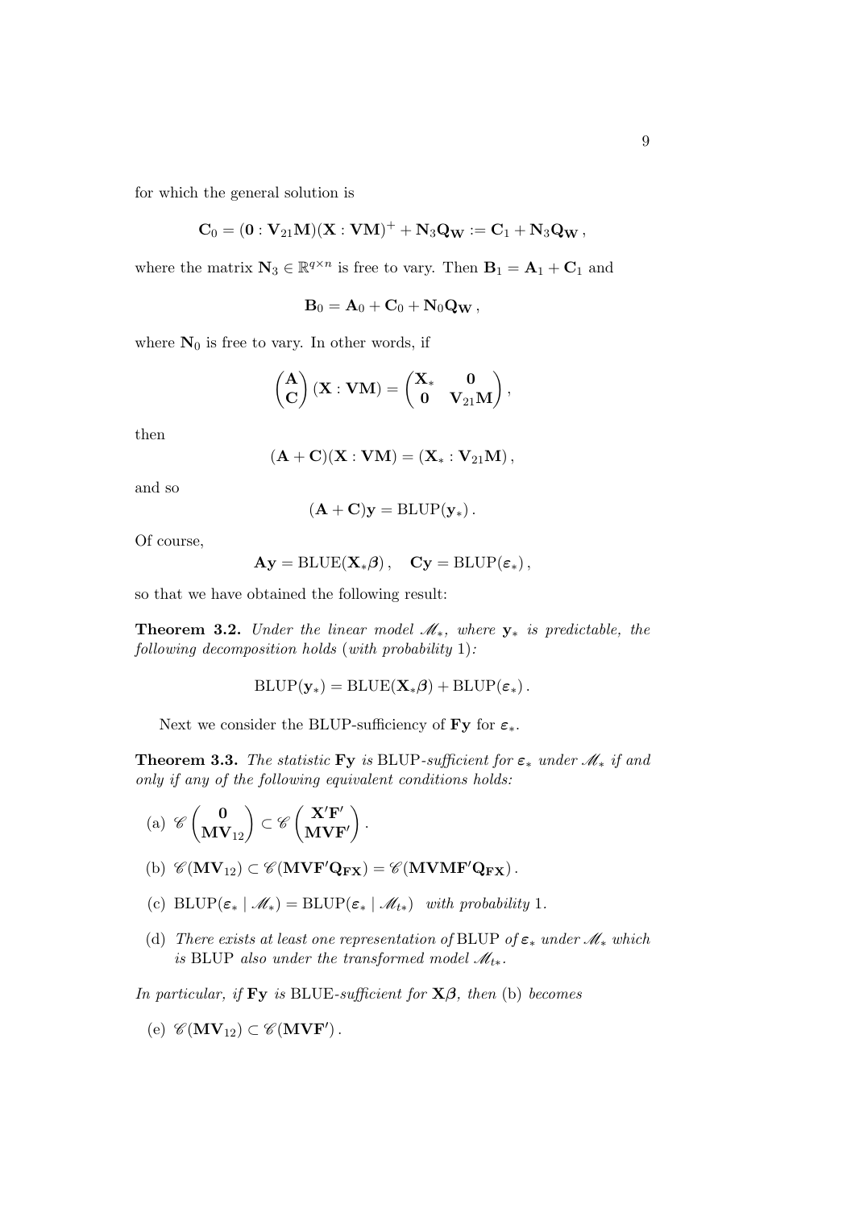for which the general solution is

$$\mathbf{C}_0 = (\mathbf{0} : \mathbf{V}_{21}\mathbf{M})(\mathbf{X} : \mathbf{VM})^+ + \mathbf{N}_3\mathbf{Q}_\mathbf{W} := \mathbf{C}_1 + \mathbf{N}_3\mathbf{Q}_\mathbf{W}\,,$$

where the matrix $\mathbf{N}_3 \in \mathbb{R}^{q\times n}$ is free to vary. Then $\mathbf{B}_1 = \mathbf{A}_1 + \mathbf{C}_1$ and

$$\mathbf{B}_0 = \mathbf{A}_0 + \mathbf{C}_0 + \mathbf{N}_0\mathbf{Q}_\mathbf{W}\,,$$

where $\mathbf{N}_0$ is free to vary. In other words, if

$$\begin{pmatrix}\mathbf{A}\\ \mathbf{C}\end{pmatrix}(\mathbf{X} : \mathbf{VM}) = \begin{pmatrix}\mathbf{X}_* & \mathbf{0}\\ \mathbf{0} & \mathbf{V}_{21}\mathbf{M}\end{pmatrix},$$

then

$$(\mathbf{A} + \mathbf{C})(\mathbf{X} : \mathbf{VM}) = (\mathbf{X}_* : \mathbf{V}_{21}\mathbf{M})\,,$$

and so

$$(\mathbf{A} + \mathbf{C})\mathbf{y} = \mathrm{BLUP}(\mathbf{y}_*)\,.$$

Of course,

$$\mathbf{Ay} = \mathrm{BLUE}(\mathbf{X}_*\boldsymbol{\beta})\,, \quad \mathbf{Cy} = \mathrm{BLUP}(\boldsymbol{\varepsilon}_*)\,,$$

so that we have obtained the following result:

**Theorem 3.2.** *Under the linear model $\mathscr{M}_*$, where $\mathbf{y}_*$ is predictable, the following decomposition holds (with probability 1):*

$$\mathrm{BLUP}(\mathbf{y}_*) = \mathrm{BLUE}(\mathbf{X}_*\boldsymbol{\beta}) + \mathrm{BLUP}(\boldsymbol{\varepsilon}_*)\,.$$

Next we consider the BLUP-sufficiency of $\mathbf{Fy}$ for $\boldsymbol{\varepsilon}_*$.

**Theorem 3.3.** *The statistic $\mathbf{Fy}$ is BLUP-sufficient for $\boldsymbol{\varepsilon}_*$ under $\mathscr{M}_*$ if and only if any of the following equivalent conditions holds:*

(a) $\mathscr{C}\begin{pmatrix}\mathbf{0}\\ \mathbf{MV}_{12}\end{pmatrix} \subset \mathscr{C}\begin{pmatrix}\mathbf{X}'\mathbf{F}'\\ \mathbf{MVF}'\end{pmatrix}$.

(b) $\mathscr{C}(\mathbf{MV}_{12}) \subset \mathscr{C}(\mathbf{MVF}'\mathbf{Q}_{\mathbf{FX}}) = \mathscr{C}(\mathbf{MVMF}'\mathbf{Q}_{\mathbf{FX}})$.

(c) $\mathrm{BLUP}(\boldsymbol{\varepsilon}_* \mid \mathscr{M}_*) = \mathrm{BLUP}(\boldsymbol{\varepsilon}_* \mid \mathscr{M}_{t*})$ *with probability* 1.

(d) *There exists at least one representation of* BLUP *of $\boldsymbol{\varepsilon}_*$ under $\mathscr{M}_*$ which is* BLUP *also under the transformed model $\mathscr{M}_{t*}$.*

*In particular, if $\mathbf{Fy}$ is BLUE-sufficient for $\mathbf{X}\boldsymbol{\beta}$, then* (b) *becomes*

(e) $\mathscr{C}(\mathbf{MV}_{12}) \subset \mathscr{C}(\mathbf{MVF}')$.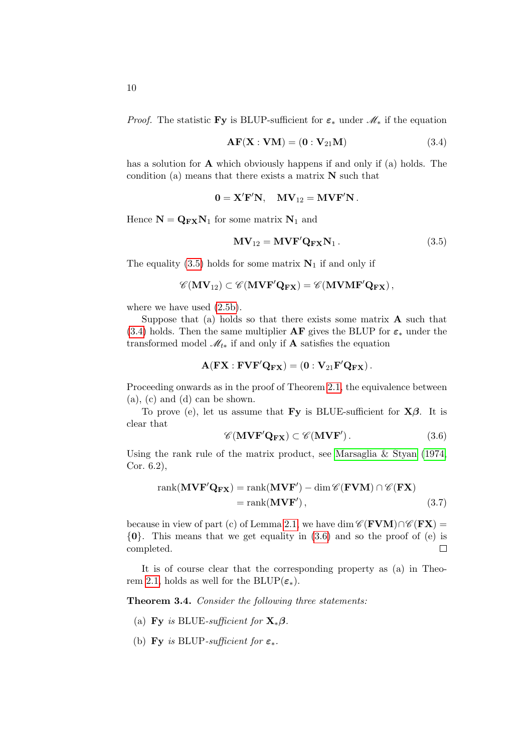*Proof.* The statistic $\mathbf{Fy}$ is BLUP-sufficient for $\boldsymbol{\varepsilon}_*$ under $\mathscr{M}_*$ if the equation

$$\mathbf{AF}(\mathbf{X} : \mathbf{VM}) = (\mathbf{0} : \mathbf{V}_{21}\mathbf{M}) \tag{3.4}$$

has a solution for $\mathbf{A}$ which obviously happens if and only if (a) holds. The condition (a) means that there exists a matrix $\mathbf{N}$ such that

$$\mathbf{0} = \mathbf{X}'\mathbf{F}'\mathbf{N}, \quad \mathbf{MV}_{12} = \mathbf{MVF}'\mathbf{N}\,.$$

Hence $\mathbf{N} = \mathbf{Q}_{\mathbf{FX}}\mathbf{N}_1$ for some matrix $\mathbf{N}_1$ and

$$\mathbf{MV}_{12} = \mathbf{MVF}'\mathbf{Q}_{\mathbf{FX}}\mathbf{N}_1\,. \tag{3.5}$$

The equality (3.5) holds for some matrix $\mathbf{N}_1$ if and only if

$$\mathscr{C}(\mathbf{MV}_{12}) \subset \mathscr{C}(\mathbf{MVF}'\mathbf{Q}_{\mathbf{FX}}) = \mathscr{C}(\mathbf{MVMF}'\mathbf{Q}_{\mathbf{FX}})\,,$$

where we have used (2.5b).

Suppose that (a) holds so that there exists some matrix $\mathbf{A}$ such that (3.4) holds. Then the same multiplier $\mathbf{AF}$ gives the BLUP for $\boldsymbol{\varepsilon}_*$ under the transformed model $\mathscr{M}_{t*}$ if and only if $\mathbf{A}$ satisfies the equation

$$\mathbf{A}(\mathbf{FX} : \mathbf{FVF}'\mathbf{Q}_{\mathbf{FX}}) = (\mathbf{0} : \mathbf{V}_{21}\mathbf{F}'\mathbf{Q}_{\mathbf{FX}})\,.$$

Proceeding onwards as in the proof of Theorem 2.1, the equivalence between (a), (c) and (d) can be shown.

To prove (e), let us assume that $\mathbf{Fy}$ is BLUE-sufficient for $\mathbf{X}\boldsymbol{\beta}$. It is clear that

$$\mathscr{C}(\mathbf{MVF}'\mathbf{Q}_{\mathbf{FX}}) \subset \mathscr{C}(\mathbf{MVF}')\,. \tag{3.6}$$

Using the rank rule of the matrix product, see Marsaglia & Styan (1974, Cor. 6.2),

$$\begin{aligned}\operatorname{rank}(\mathbf{MVF}'\mathbf{Q}_{\mathbf{FX}}) &= \operatorname{rank}(\mathbf{MVF}') - \dim \mathscr{C}(\mathbf{FVM}) \cap \mathscr{C}(\mathbf{FX}) \\ &= \operatorname{rank}(\mathbf{MVF}')\,,\end{aligned} \tag{3.7}$$

because in view of part (c) of Lemma 2.1, we have $\dim \mathscr{C}(\mathbf{FVM}) \cap \mathscr{C}(\mathbf{FX}) = \{\mathbf{0}\}$. This means that we get equality in (3.6) and so the proof of (e) is completed. $\square$

It is of course clear that the corresponding property as (a) in Theorem 2.1, holds as well for the $\mathrm{BLUP}(\boldsymbol{\varepsilon}_*)$.

**Theorem 3.4.** *Consider the following three statements:*

(a) $\mathbf{Fy}$ *is* BLUE*-sufficient for* $\mathbf{X}_*\boldsymbol{\beta}$.

(b) $\mathbf{Fy}$ *is* BLUP*-sufficient for* $\boldsymbol{\varepsilon}_*$.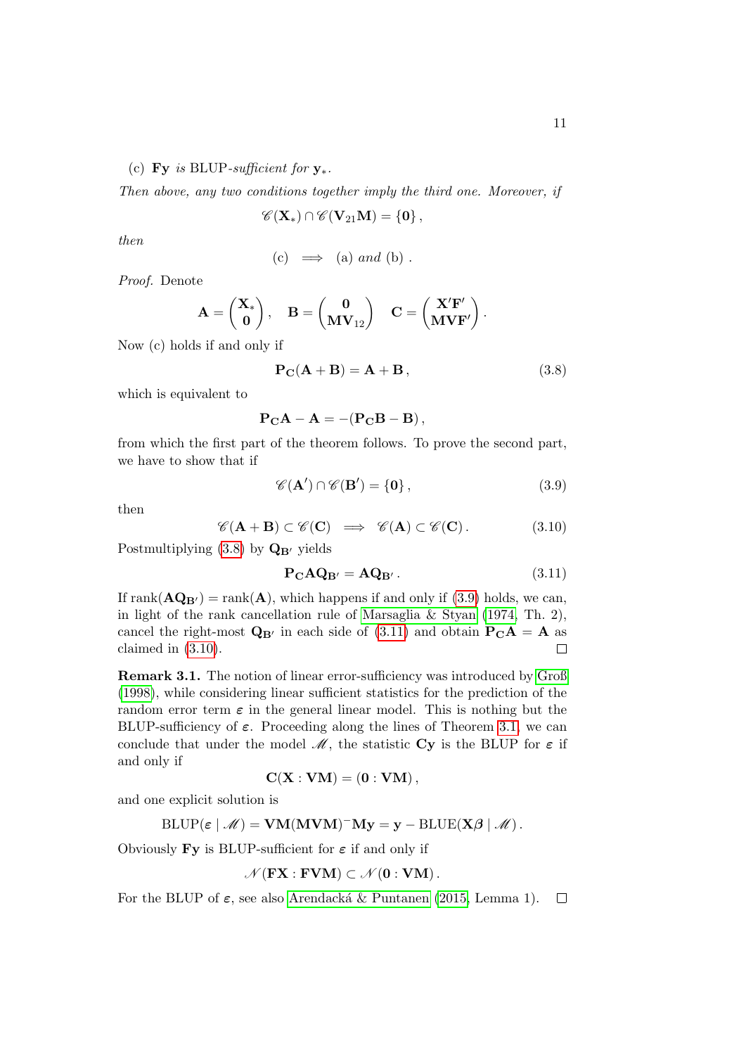(c) $\mathbf{Fy}$ *is* BLUP*-sufficient for* $\mathbf{y}_*$.

*Then above, any two conditions together imply the third one. Moreover, if*

$$\mathscr{C}(\mathbf{X}_*) \cap \mathscr{C}(\mathbf{V}_{21}\mathbf{M}) = \{\mathbf{0}\},$$

*then*

$$\text{(c)} \implies \text{(a) } \textit{and} \text{ (b)} .$$

*Proof.* Denote

$$\mathbf{A} = \begin{pmatrix} \mathbf{X}_* \\ \mathbf{0} \end{pmatrix}, \quad \mathbf{B} = \begin{pmatrix} \mathbf{0} \\ \mathbf{MV}_{12} \end{pmatrix} \quad \mathbf{C} = \begin{pmatrix} \mathbf{X}'\mathbf{F}' \\ \mathbf{MVF}' \end{pmatrix}.$$

Now (c) holds if and only if

$$\mathbf{P}_{\mathbf{C}}(\mathbf{A} + \mathbf{B}) = \mathbf{A} + \mathbf{B}, \tag{3.8}$$

which is equivalent to

$$\mathbf{P}_{\mathbf{C}}\mathbf{A} - \mathbf{A} = -(\mathbf{P}_{\mathbf{C}}\mathbf{B} - \mathbf{B}),$$

from which the first part of the theorem follows. To prove the second part, we have to show that if

$$\mathscr{C}(\mathbf{A}') \cap \mathscr{C}(\mathbf{B}') = \{\mathbf{0}\}, \tag{3.9}$$

then

$$\mathscr{C}(\mathbf{A} + \mathbf{B}) \subset \mathscr{C}(\mathbf{C}) \implies \mathscr{C}(\mathbf{A}) \subset \mathscr{C}(\mathbf{C}). \tag{3.10}$$

Postmultiplying (3.8) by $\mathbf{Q}_{\mathbf{B}'}$ yields

$$\mathbf{P}_{\mathbf{C}}\mathbf{A}\mathbf{Q}_{\mathbf{B}'} = \mathbf{A}\mathbf{Q}_{\mathbf{B}'}. \tag{3.11}$$

If $\operatorname{rank}(\mathbf{A}\mathbf{Q}_{\mathbf{B}'}) = \operatorname{rank}(\mathbf{A})$, which happens if and only if (3.9) holds, we can, in light of the rank cancellation rule of Marsaglia & Styan (1974, Th. 2), cancel the right-most $\mathbf{Q}_{\mathbf{B}'}$ in each side of (3.11) and obtain $\mathbf{P}_{\mathbf{C}}\mathbf{A} = \mathbf{A}$ as claimed in (3.10). □

**Remark 3.1.** The notion of linear error-sufficiency was introduced by Groß (1998), while considering linear sufficient statistics for the prediction of the random error term $\boldsymbol{\varepsilon}$ in the general linear model. This is nothing but the BLUP-sufficiency of $\boldsymbol{\varepsilon}$. Proceeding along the lines of Theorem 3.1, we can conclude that under the model $\mathscr{M}$, the statistic $\mathbf{Cy}$ is the BLUP for $\boldsymbol{\varepsilon}$ if and only if

$$\mathbf{C}(\mathbf{X} : \mathbf{VM}) = (\mathbf{0} : \mathbf{VM}),$$

and one explicit solution is

$$\operatorname{BLUP}(\boldsymbol{\varepsilon} \mid \mathscr{M}) = \mathbf{VM}(\mathbf{MVM})^{-}\mathbf{My} = \mathbf{y} - \operatorname{BLUE}(\mathbf{X}\boldsymbol{\beta} \mid \mathscr{M}).$$

Obviously $\mathbf{Fy}$ is BLUP-sufficient for $\boldsymbol{\varepsilon}$ if and only if

$$\mathscr{N}(\mathbf{FX} : \mathbf{FVM}) \subset \mathscr{N}(\mathbf{0} : \mathbf{VM}).$$

For the BLUP of $\boldsymbol{\varepsilon}$, see also Arendacká & Puntanen (2015, Lemma 1). □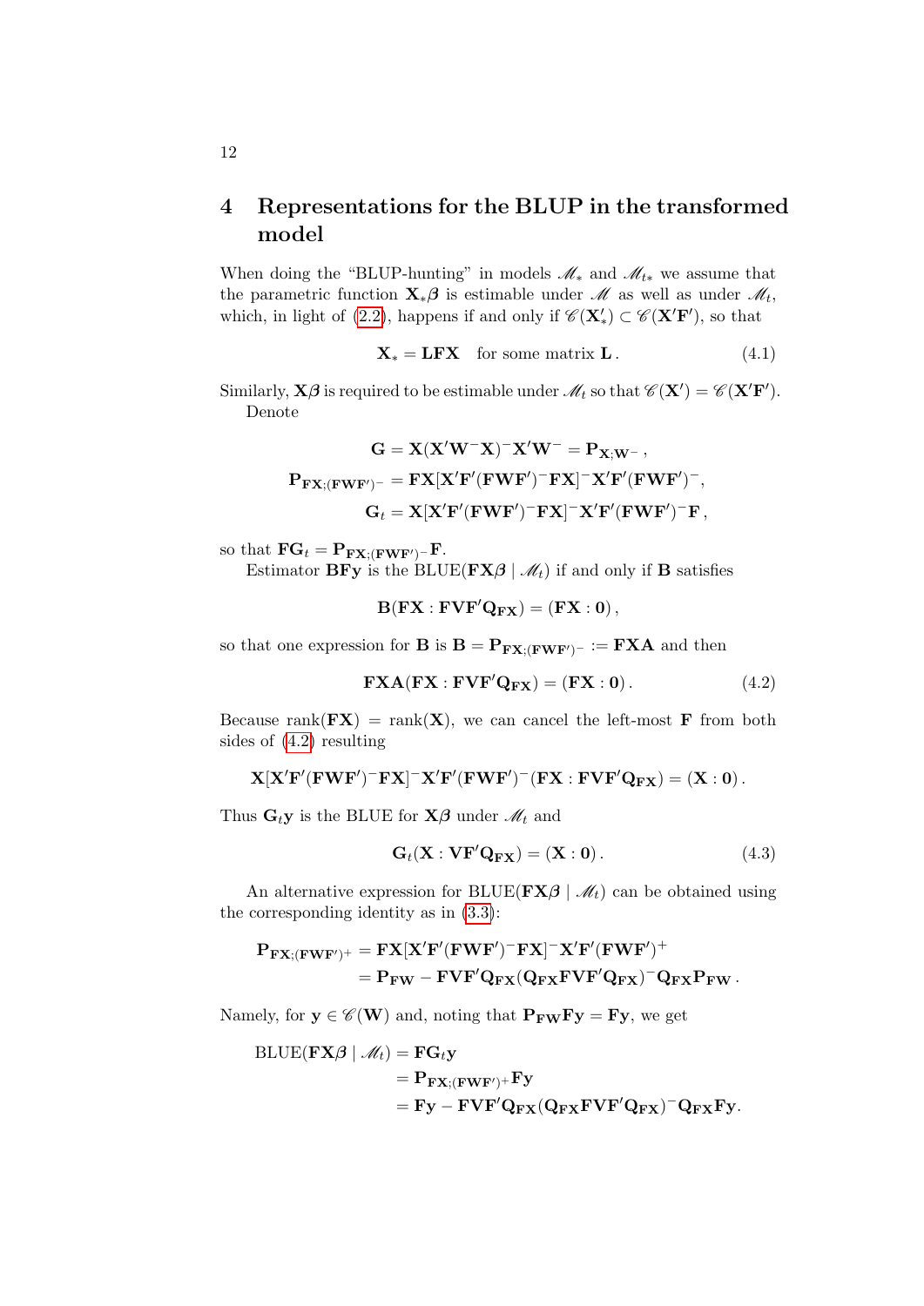## 4 Representations for the BLUP in the transformed model

When doing the "BLUP-hunting" in models $\mathscr{M}_*$ and $\mathscr{M}_{t*}$ we assume that the parametric function $\mathbf{X}_*\boldsymbol{\beta}$ is estimable under $\mathscr{M}$ as well as under $\mathscr{M}_t$, which, in light of (2.2), happens if and only if $\mathscr{C}(\mathbf{X}_*') \subset \mathscr{C}(\mathbf{X}'\mathbf{F}')$, so that

$$\mathbf{X}_* = \mathbf{LFX} \quad \text{for some matrix } \mathbf{L}\,. \tag{4.1}$$

Similarly, $\mathbf{X}\boldsymbol{\beta}$ is required to be estimable under $\mathscr{M}_t$ so that $\mathscr{C}(\mathbf{X}') = \mathscr{C}(\mathbf{X}'\mathbf{F}')$.

Denote

$$\begin{aligned}
\mathbf{G} &= \mathbf{X}(\mathbf{X}'\mathbf{W}^-\mathbf{X})^-\mathbf{X}'\mathbf{W}^- = \mathbf{P}_{\mathbf{X};\mathbf{W}^-}\,,\\
\mathbf{P}_{\mathbf{FX};(\mathbf{FWF}')^-} &= \mathbf{FX}[\mathbf{X}'\mathbf{F}'(\mathbf{FWF}')^-\mathbf{FX}]^-\mathbf{X}'\mathbf{F}'(\mathbf{FWF}')^-,\\
\mathbf{G}_t &= \mathbf{X}[\mathbf{X}'\mathbf{F}'(\mathbf{FWF}')^-\mathbf{FX}]^-\mathbf{X}'\mathbf{F}'(\mathbf{FWF}')^-\mathbf{F}\,,
\end{aligned}$$

so that $\mathbf{FG}_t = \mathbf{P}_{\mathbf{FX};(\mathbf{FWF}')^-}\mathbf{F}$.

Estimator $\mathbf{BFy}$ is the $\mathrm{BLUE}(\mathbf{FX}\boldsymbol{\beta} \mid \mathscr{M}_t)$ if and only if $\mathbf{B}$ satisfies

$$\mathbf{B}(\mathbf{FX} : \mathbf{FVF}'\mathbf{Q}_{\mathbf{FX}}) = (\mathbf{FX} : \mathbf{0})\,,$$

so that one expression for $\mathbf{B}$ is $\mathbf{B} = \mathbf{P}_{\mathbf{FX};(\mathbf{FWF}')^-} := \mathbf{FXA}$ and then

$$\mathbf{FXA}(\mathbf{FX} : \mathbf{FVF}'\mathbf{Q}_{\mathbf{FX}}) = (\mathbf{FX} : \mathbf{0})\,. \tag{4.2}$$

Because $\mathrm{rank}(\mathbf{FX}) = \mathrm{rank}(\mathbf{X})$, we can cancel the left-most $\mathbf{F}$ from both sides of (4.2) resulting

$$\mathbf{X}[\mathbf{X}'\mathbf{F}'(\mathbf{FWF}')^-\mathbf{FX}]^-\mathbf{X}'\mathbf{F}'(\mathbf{FWF}')^-(\mathbf{FX} : \mathbf{FVF}'\mathbf{Q}_{\mathbf{FX}}) = (\mathbf{X} : \mathbf{0})\,.$$

Thus $\mathbf{G}_t\mathbf{y}$ is the BLUE for $\mathbf{X}\boldsymbol{\beta}$ under $\mathscr{M}_t$ and

$$\mathbf{G}_t(\mathbf{X} : \mathbf{VF}'\mathbf{Q}_{\mathbf{FX}}) = (\mathbf{X} : \mathbf{0})\,. \tag{4.3}$$

An alternative expression for $\mathrm{BLUE}(\mathbf{FX}\boldsymbol{\beta} \mid \mathscr{M}_t)$ can be obtained using the corresponding identity as in (3.3):

$$\begin{aligned}
\mathbf{P}_{\mathbf{FX};(\mathbf{FWF}')^+} &= \mathbf{FX}[\mathbf{X}'\mathbf{F}'(\mathbf{FWF}')^-\mathbf{FX}]^-\mathbf{X}'\mathbf{F}'(\mathbf{FWF}')^+\\
&= \mathbf{P}_{\mathbf{FW}} - \mathbf{FVF}'\mathbf{Q}_{\mathbf{FX}}(\mathbf{Q}_{\mathbf{FX}}\mathbf{FVF}'\mathbf{Q}_{\mathbf{FX}})^-\mathbf{Q}_{\mathbf{FX}}\mathbf{P}_{\mathbf{FW}}\,.
\end{aligned}$$

Namely, for $\mathbf{y} \in \mathscr{C}(\mathbf{W})$ and, noting that $\mathbf{P}_{\mathbf{FW}}\mathbf{Fy} = \mathbf{Fy}$, we get

$$\begin{aligned}
\mathrm{BLUE}(\mathbf{FX}\boldsymbol{\beta} \mid \mathscr{M}_t) &= \mathbf{FG}_t\mathbf{y}\\
&= \mathbf{P}_{\mathbf{FX};(\mathbf{FWF}')^+}\mathbf{Fy}\\
&= \mathbf{Fy} - \mathbf{FVF}'\mathbf{Q}_{\mathbf{FX}}(\mathbf{Q}_{\mathbf{FX}}\mathbf{FVF}'\mathbf{Q}_{\mathbf{FX}})^-\mathbf{Q}_{\mathbf{FX}}\mathbf{Fy}.
\end{aligned}$$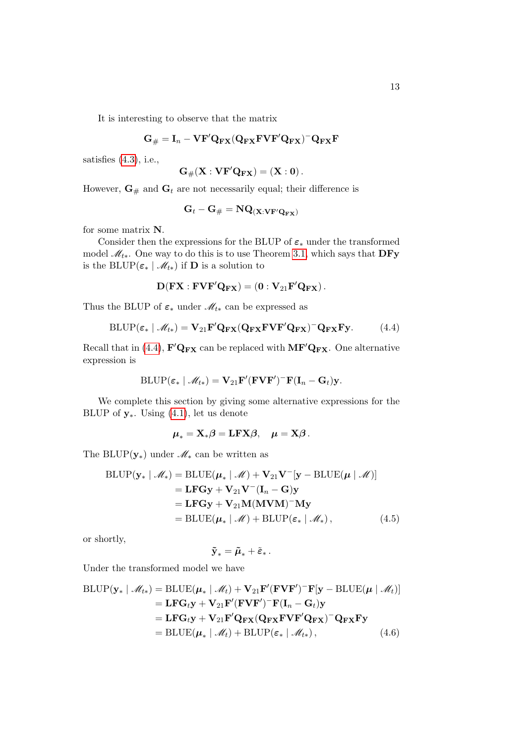It is interesting to observe that the matrix

$$\mathbf{G}_{\#} = \mathbf{I}_n - \mathbf{V}\mathbf{F}'\mathbf{Q}_{\mathbf{FX}}(\mathbf{Q}_{\mathbf{FX}}\mathbf{F}\mathbf{V}\mathbf{F}'\mathbf{Q}_{\mathbf{FX}})^{-}\mathbf{Q}_{\mathbf{FX}}\mathbf{F}$$

satisfies (4.3), i.e.,

$$\mathbf{G}_{\#}(\mathbf{X} : \mathbf{V}\mathbf{F}'\mathbf{Q}_{\mathbf{FX}}) = (\mathbf{X} : \mathbf{0})\,.$$

However, $\mathbf{G}_{\#}$ and $\mathbf{G}_t$ are not necessarily equal; their difference is

$$\mathbf{G}_t - \mathbf{G}_{\#} = \mathbf{N}\mathbf{Q}_{(\mathbf{X}:\mathbf{V}\mathbf{F}'\mathbf{Q}_{\mathbf{FX}})}$$

for some matrix $\mathbf{N}$.

Consider then the expressions for the BLUP of $\boldsymbol{\varepsilon}_*$ under the transformed model $\mathscr{M}_{t*}$. One way to do this is to use Theorem 3.1, which says that $\mathbf{DFy}$ is the $\mathrm{BLUP}(\boldsymbol{\varepsilon}_* \mid \mathscr{M}_{t*})$ if $\mathbf{D}$ is a solution to

$$\mathbf{D}(\mathbf{FX} : \mathbf{F}\mathbf{V}\mathbf{F}'\mathbf{Q}_{\mathbf{FX}}) = (\mathbf{0} : \mathbf{V}_{21}\mathbf{F}'\mathbf{Q}_{\mathbf{FX}})\,.$$

Thus the BLUP of $\boldsymbol{\varepsilon}_*$ under $\mathscr{M}_{t*}$ can be expressed as

$$\mathrm{BLUP}(\boldsymbol{\varepsilon}_* \mid \mathscr{M}_{t*}) = \mathbf{V}_{21}\mathbf{F}'\mathbf{Q}_{\mathbf{FX}}(\mathbf{Q}_{\mathbf{FX}}\mathbf{F}\mathbf{V}\mathbf{F}'\mathbf{Q}_{\mathbf{FX}})^{-}\mathbf{Q}_{\mathbf{FX}}\mathbf{F}\mathbf{y}. \tag{4.4}$$

Recall that in (4.4), $\mathbf{F}'\mathbf{Q}_{\mathbf{FX}}$ can be replaced with $\mathbf{M}\mathbf{F}'\mathbf{Q}_{\mathbf{FX}}$. One alternative expression is

$$\mathrm{BLUP}(\boldsymbol{\varepsilon}_* \mid \mathscr{M}_{t*}) = \mathbf{V}_{21}\mathbf{F}'(\mathbf{F}\mathbf{V}\mathbf{F}')^{-}\mathbf{F}(\mathbf{I}_n - \mathbf{G}_t)\mathbf{y}.$$

We complete this section by giving some alternative expressions for the BLUP of $\mathbf{y}_*$. Using (4.1), let us denote

$$\boldsymbol{\mu}_* = \mathbf{X}_*\boldsymbol{\beta} = \mathbf{LFX}\boldsymbol{\beta}, \quad \boldsymbol{\mu} = \mathbf{X}\boldsymbol{\beta}\,.$$

The $\mathrm{BLUP}(\mathbf{y}_*)$ under $\mathscr{M}_*$ can be written as

$$\begin{aligned}
\mathrm{BLUP}(\mathbf{y}_* \mid \mathscr{M}_*) &= \mathrm{BLUE}(\boldsymbol{\mu}_* \mid \mathscr{M}) + \mathbf{V}_{21}\mathbf{V}^{-}[\mathbf{y} - \mathrm{BLUE}(\boldsymbol{\mu} \mid \mathscr{M})] \\
&= \mathbf{LFGy} + \mathbf{V}_{21}\mathbf{V}^{-}(\mathbf{I}_n - \mathbf{G})\mathbf{y} \\
&= \mathbf{LFGy} + \mathbf{V}_{21}\mathbf{M}(\mathbf{MVM})^{-}\mathbf{My} \\
&= \mathrm{BLUE}(\boldsymbol{\mu}_* \mid \mathscr{M}) + \mathrm{BLUP}(\boldsymbol{\varepsilon}_* \mid \mathscr{M}_*)\,,
\end{aligned} \tag{4.5}$$

or shortly,

$$\tilde{\mathbf{y}}_* = \tilde{\boldsymbol{\mu}}_* + \tilde{\boldsymbol{\varepsilon}}_*\,.$$

Under the transformed model we have

$$\begin{aligned}
\mathrm{BLUP}(\mathbf{y}_* \mid \mathscr{M}_{t*}) &= \mathrm{BLUE}(\boldsymbol{\mu}_* \mid \mathscr{M}_t) + \mathbf{V}_{21}\mathbf{F}'(\mathbf{F}\mathbf{V}\mathbf{F}')^{-}\mathbf{F}[\mathbf{y} - \mathrm{BLUE}(\boldsymbol{\mu} \mid \mathscr{M}_t)] \\
&= \mathbf{LFG}_t\mathbf{y} + \mathbf{V}_{21}\mathbf{F}'(\mathbf{F}\mathbf{V}\mathbf{F}')^{-}\mathbf{F}(\mathbf{I}_n - \mathbf{G}_t)\mathbf{y} \\
&= \mathbf{LFG}_t\mathbf{y} + \mathbf{V}_{21}\mathbf{F}'\mathbf{Q}_{\mathbf{FX}}(\mathbf{Q}_{\mathbf{FX}}\mathbf{F}\mathbf{V}\mathbf{F}'\mathbf{Q}_{\mathbf{FX}})^{-}\mathbf{Q}_{\mathbf{FX}}\mathbf{F}\mathbf{y} \\
&= \mathrm{BLUE}(\boldsymbol{\mu}_* \mid \mathscr{M}_t) + \mathrm{BLUP}(\boldsymbol{\varepsilon}_* \mid \mathscr{M}_{t*})\,,
\end{aligned} \tag{4.6}$$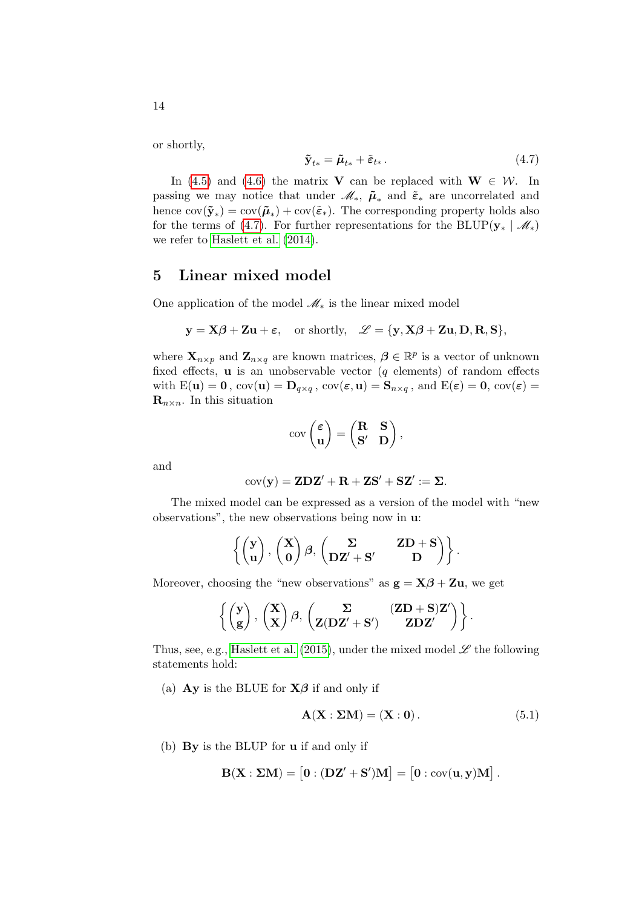or shortly,

$$\tilde{\mathbf{y}}_{t*} = \tilde{\boldsymbol{\mu}}_{t*} + \tilde{\varepsilon}_{t*}\,. \tag{4.7}$$

In (4.5) and (4.6) the matrix $\mathbf{V}$ can be replaced with $\mathbf{W} \in \mathcal{W}$. In passing we may notice that under $\mathscr{M}_*$, $\tilde{\boldsymbol{\mu}}_*$ and $\tilde{\varepsilon}_*$ are uncorrelated and hence $\operatorname{cov}(\tilde{\mathbf{y}}_*) = \operatorname{cov}(\tilde{\boldsymbol{\mu}}_*) + \operatorname{cov}(\tilde{\varepsilon}_*)$. The corresponding property holds also for the terms of (4.7). For further representations for the $\operatorname{BLUP}(\mathbf{y}_* \mid \mathscr{M}_*)$ we refer to Haslett et al. (2014).

## 5 Linear mixed model

One application of the model $\mathscr{M}_*$ is the linear mixed model

$$\mathbf{y} = \mathbf{X}\boldsymbol{\beta} + \mathbf{Z}\mathbf{u} + \boldsymbol{\varepsilon}, \quad \text{or shortly,} \quad \mathscr{L} = \{\mathbf{y}, \mathbf{X}\boldsymbol{\beta} + \mathbf{Z}\mathbf{u}, \mathbf{D}, \mathbf{R}, \mathbf{S}\},$$

where $\mathbf{X}_{n\times p}$ and $\mathbf{Z}_{n\times q}$ are known matrices, $\boldsymbol{\beta} \in \mathbb{R}^p$ is a vector of unknown fixed effects, $\mathbf{u}$ is an unobservable vector ($q$ elements) of random effects with $\operatorname{E}(\mathbf{u}) = \mathbf{0}$, $\operatorname{cov}(\mathbf{u}) = \mathbf{D}_{q\times q}$, $\operatorname{cov}(\boldsymbol{\varepsilon}, \mathbf{u}) = \mathbf{S}_{n\times q}$, and $\operatorname{E}(\boldsymbol{\varepsilon}) = \mathbf{0}$, $\operatorname{cov}(\boldsymbol{\varepsilon}) = \mathbf{R}_{n\times n}$. In this situation

$$\operatorname{cov}\begin{pmatrix}\boldsymbol{\varepsilon}\\ \mathbf{u}\end{pmatrix} = \begin{pmatrix}\mathbf{R} & \mathbf{S}\\ \mathbf{S}' & \mathbf{D}\end{pmatrix},$$

and

$$\operatorname{cov}(\mathbf{y}) = \mathbf{Z}\mathbf{D}\mathbf{Z}' + \mathbf{R} + \mathbf{Z}\mathbf{S}' + \mathbf{S}\mathbf{Z}' := \boldsymbol{\Sigma}.$$

The mixed model can be expressed as a version of the model with "new observations", the new observations being now in $\mathbf{u}$:

$$\left\{\begin{pmatrix}\mathbf{y}\\ \mathbf{u}\end{pmatrix}, \begin{pmatrix}\mathbf{X}\\ \mathbf{0}\end{pmatrix}\boldsymbol{\beta}, \begin{pmatrix}\boldsymbol{\Sigma} & \mathbf{Z}\mathbf{D} + \mathbf{S}\\ \mathbf{D}\mathbf{Z}' + \mathbf{S}' & \mathbf{D}\end{pmatrix}\right\}.$$

Moreover, choosing the "new observations" as $\mathbf{g} = \mathbf{X}\boldsymbol{\beta} + \mathbf{Z}\mathbf{u}$, we get

$$\left\{\begin{pmatrix}\mathbf{y}\\ \mathbf{g}\end{pmatrix}, \begin{pmatrix}\mathbf{X}\\ \mathbf{X}\end{pmatrix}\boldsymbol{\beta}, \begin{pmatrix}\boldsymbol{\Sigma} & (\mathbf{Z}\mathbf{D} + \mathbf{S})\mathbf{Z}'\\ \mathbf{Z}(\mathbf{D}\mathbf{Z}' + \mathbf{S}') & \mathbf{Z}\mathbf{D}\mathbf{Z}'\end{pmatrix}\right\}.$$

Thus, see, e.g., Haslett et al. (2015), under the mixed model $\mathscr{L}$ the following statements hold:

(a) $\mathbf{A}\mathbf{y}$ is the BLUE for $\mathbf{X}\boldsymbol{\beta}$ if and only if

$$\mathbf{A}(\mathbf{X} : \boldsymbol{\Sigma}\mathbf{M}) = (\mathbf{X} : \mathbf{0})\,. \tag{5.1}$$

(b) $\mathbf{B}\mathbf{y}$ is the BLUP for $\mathbf{u}$ if and only if

$$\mathbf{B}(\mathbf{X} : \boldsymbol{\Sigma}\mathbf{M}) = \left[\mathbf{0} : (\mathbf{D}\mathbf{Z}' + \mathbf{S}')\mathbf{M}\right] = \left[\mathbf{0} : \operatorname{cov}(\mathbf{u}, \mathbf{y})\mathbf{M}\right].$$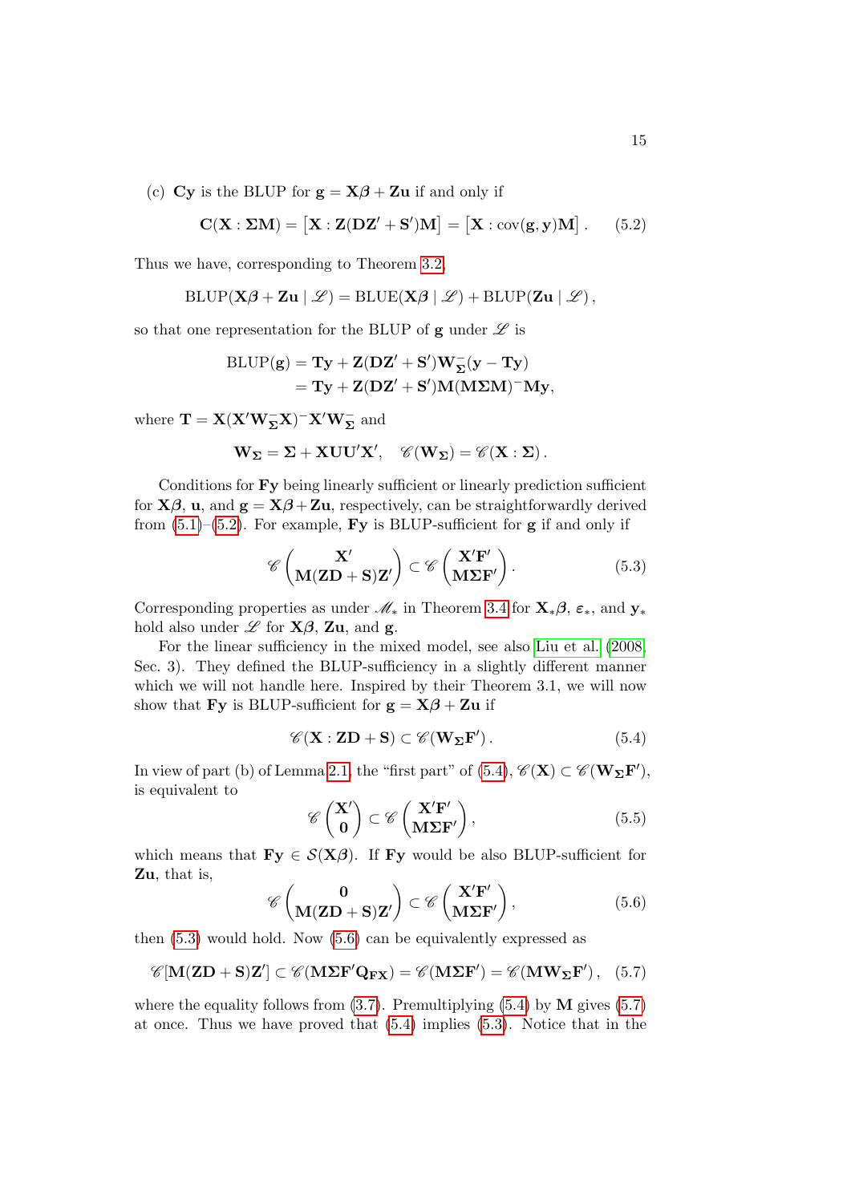(c) $\mathbf{Cy}$ is the BLUP for $\mathbf{g} = \mathbf{X}\boldsymbol{\beta} + \mathbf{Zu}$ if and only if

$$\mathbf{C}(\mathbf{X} : \boldsymbol{\Sigma}\mathbf{M}) = \big[\mathbf{X} : \mathbf{Z}(\mathbf{D}\mathbf{Z}' + \mathbf{S}')\mathbf{M}\big] = \big[\mathbf{X} : \operatorname{cov}(\mathbf{g}, \mathbf{y})\mathbf{M}\big]\,. \tag{5.2}$$

Thus we have, corresponding to Theorem 3.2,

$$\operatorname{BLUP}(\mathbf{X}\boldsymbol{\beta} + \mathbf{Zu} \mid \mathscr{L}) = \operatorname{BLUE}(\mathbf{X}\boldsymbol{\beta} \mid \mathscr{L}) + \operatorname{BLUP}(\mathbf{Zu} \mid \mathscr{L})\,,$$

so that one representation for the BLUP of $\mathbf{g}$ under $\mathscr{L}$ is

$$\begin{aligned}\operatorname{BLUP}(\mathbf{g}) &= \mathbf{Ty} + \mathbf{Z}(\mathbf{D}\mathbf{Z}' + \mathbf{S}')\mathbf{W}_{\boldsymbol{\Sigma}}^{-}(\mathbf{y} - \mathbf{Ty}) \\ &= \mathbf{Ty} + \mathbf{Z}(\mathbf{D}\mathbf{Z}' + \mathbf{S}')\mathbf{M}(\mathbf{M}\boldsymbol{\Sigma}\mathbf{M})^{-}\mathbf{My},\end{aligned}$$

where $\mathbf{T} = \mathbf{X}(\mathbf{X}'\mathbf{W}_{\boldsymbol{\Sigma}}^{-}\mathbf{X})^{-}\mathbf{X}'\mathbf{W}_{\boldsymbol{\Sigma}}^{-}$ and

$$\mathbf{W}_{\boldsymbol{\Sigma}} = \boldsymbol{\Sigma} + \mathbf{XUU}'\mathbf{X}', \quad \mathscr{C}(\mathbf{W}_{\boldsymbol{\Sigma}}) = \mathscr{C}(\mathbf{X} : \boldsymbol{\Sigma})\,.$$

Conditions for $\mathbf{Fy}$ being linearly sufficient or linearly prediction sufficient for $\mathbf{X}\boldsymbol{\beta}$, $\mathbf{u}$, and $\mathbf{g} = \mathbf{X}\boldsymbol{\beta} + \mathbf{Zu}$, respectively, can be straightforwardly derived from (5.1)–(5.2). For example, $\mathbf{Fy}$ is BLUP-sufficient for $\mathbf{g}$ if and only if

$$\mathscr{C}\begin{pmatrix}\mathbf{X}' \\ \mathbf{M}(\mathbf{ZD} + \mathbf{S})\mathbf{Z}'\end{pmatrix} \subset \mathscr{C}\begin{pmatrix}\mathbf{X}'\mathbf{F}' \\ \mathbf{M}\boldsymbol{\Sigma}\mathbf{F}'\end{pmatrix}. \tag{5.3}$$

Corresponding properties as under $\mathscr{M}_*$ in Theorem 3.4 for $\mathbf{X}_*\boldsymbol{\beta}$, $\boldsymbol{\varepsilon}_*$, and $\mathbf{y}_*$ hold also under $\mathscr{L}$ for $\mathbf{X}\boldsymbol{\beta}$, $\mathbf{Zu}$, and $\mathbf{g}$.

For the linear sufficiency in the mixed model, see also Liu et al. (2008, Sec. 3). They defined the BLUP-sufficiency in a slightly different manner which we will not handle here. Inspired by their Theorem 3.1, we will now show that $\mathbf{Fy}$ is BLUP-sufficient for $\mathbf{g} = \mathbf{X}\boldsymbol{\beta} + \mathbf{Zu}$ if

$$\mathscr{C}(\mathbf{X} : \mathbf{ZD} + \mathbf{S}) \subset \mathscr{C}(\mathbf{W}_{\boldsymbol{\Sigma}}\mathbf{F}')\,. \tag{5.4}$$

In view of part (b) of Lemma 2.1, the "first part" of (5.4), $\mathscr{C}(\mathbf{X}) \subset \mathscr{C}(\mathbf{W}_{\boldsymbol{\Sigma}}\mathbf{F}')$, is equivalent to

$$\mathscr{C}\begin{pmatrix}\mathbf{X}' \\ \mathbf{0}\end{pmatrix} \subset \mathscr{C}\begin{pmatrix}\mathbf{X}'\mathbf{F}' \\ \mathbf{M}\boldsymbol{\Sigma}\mathbf{F}'\end{pmatrix}, \tag{5.5}$$

which means that $\mathbf{Fy} \in \mathcal{S}(\mathbf{X}\boldsymbol{\beta})$. If $\mathbf{Fy}$ would be also BLUP-sufficient for $\mathbf{Zu}$, that is,

$$\mathscr{C}\begin{pmatrix}\mathbf{0} \\ \mathbf{M}(\mathbf{ZD} + \mathbf{S})\mathbf{Z}'\end{pmatrix} \subset \mathscr{C}\begin{pmatrix}\mathbf{X}'\mathbf{F}' \\ \mathbf{M}\boldsymbol{\Sigma}\mathbf{F}'\end{pmatrix}, \tag{5.6}$$

then (5.3) would hold. Now (5.6) can be equivalently expressed as

$$\mathscr{C}[\mathbf{M}(\mathbf{ZD} + \mathbf{S})\mathbf{Z}'] \subset \mathscr{C}(\mathbf{M}\boldsymbol{\Sigma}\mathbf{F}'\mathbf{Q}_{\mathbf{FX}}) = \mathscr{C}(\mathbf{M}\boldsymbol{\Sigma}\mathbf{F}') = \mathscr{C}(\mathbf{M}\mathbf{W}_{\boldsymbol{\Sigma}}\mathbf{F}')\,, \tag{5.7}$$

where the equality follows from (3.7). Premultiplying (5.4) by $\mathbf{M}$ gives (5.7) at once. Thus we have proved that (5.4) implies (5.3). Notice that in the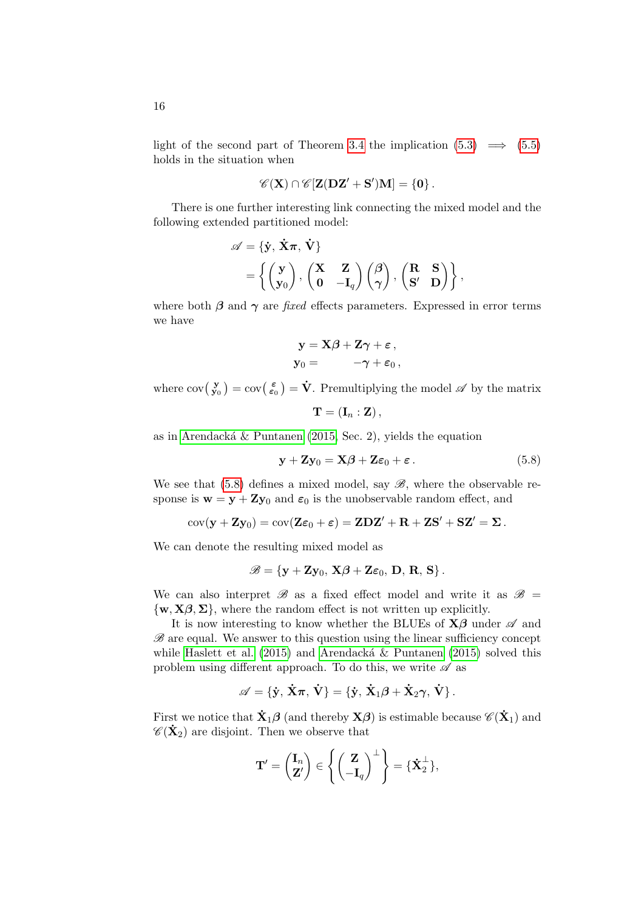light of the second part of Theorem 3.4 the implication (5.3) $\implies$ (5.5) holds in the situation when

$$\mathscr{C}(\mathbf{X}) \cap \mathscr{C}[\mathbf{Z}(\mathbf{D}\mathbf{Z}' + \mathbf{S}')\mathbf{M}] = \{\mathbf{0}\}\,.$$

There is one further interesting link connecting the mixed model and the following extended partitioned model:

$$\begin{aligned}
\mathscr{A} &= \{\dot{\mathbf{y}},\, \dot{\mathbf{X}}\boldsymbol{\pi},\, \dot{\mathbf{V}}\} \\
&= \left\{ \begin{pmatrix} \mathbf{y} \\ \mathbf{y}_0 \end{pmatrix},\, \begin{pmatrix} \mathbf{X} & \mathbf{Z} \\ \mathbf{0} & -\mathbf{I}_q \end{pmatrix} \begin{pmatrix} \boldsymbol{\beta} \\ \boldsymbol{\gamma} \end{pmatrix},\, \begin{pmatrix} \mathbf{R} & \mathbf{S} \\ \mathbf{S}' & \mathbf{D} \end{pmatrix} \right\},
\end{aligned}$$

where both $\boldsymbol{\beta}$ and $\boldsymbol{\gamma}$ are *fixed* effects parameters. Expressed in error terms we have

$$\begin{aligned}
\mathbf{y} &= \mathbf{X}\boldsymbol{\beta} + \mathbf{Z}\boldsymbol{\gamma} + \boldsymbol{\varepsilon}\,, \\
\mathbf{y}_0 &= \qquad\;\; -\boldsymbol{\gamma} + \boldsymbol{\varepsilon}_0\,,
\end{aligned}$$

where $\operatorname{cov}\left(\begin{smallmatrix} \mathbf{y} \\ \mathbf{y}_0 \end{smallmatrix}\right) = \operatorname{cov}\left(\begin{smallmatrix} \boldsymbol{\varepsilon} \\ \boldsymbol{\varepsilon}_0 \end{smallmatrix}\right) = \dot{\mathbf{V}}$. Premultiplying the model $\mathscr{A}$ by the matrix

$$\mathbf{T} = (\mathbf{I}_n : \mathbf{Z})\,,$$

as in Arendacká & Puntanen (2015, Sec. 2), yields the equation

$$\mathbf{y} + \mathbf{Z}\mathbf{y}_0 = \mathbf{X}\boldsymbol{\beta} + \mathbf{Z}\boldsymbol{\varepsilon}_0 + \boldsymbol{\varepsilon}\,. \tag{5.8}$$

We see that (5.8) defines a mixed model, say $\mathscr{B}$, where the observable response is $\mathbf{w} = \mathbf{y} + \mathbf{Z}\mathbf{y}_0$ and $\boldsymbol{\varepsilon}_0$ is the unobservable random effect, and

$$\operatorname{cov}(\mathbf{y} + \mathbf{Z}\mathbf{y}_0) = \operatorname{cov}(\mathbf{Z}\boldsymbol{\varepsilon}_0 + \boldsymbol{\varepsilon}) = \mathbf{Z}\mathbf{D}\mathbf{Z}' + \mathbf{R} + \mathbf{Z}\mathbf{S}' + \mathbf{S}\mathbf{Z}' = \boldsymbol{\Sigma}\,.$$

We can denote the resulting mixed model as

$$\mathscr{B} = \{\mathbf{y} + \mathbf{Z}\mathbf{y}_0,\, \mathbf{X}\boldsymbol{\beta} + \mathbf{Z}\boldsymbol{\varepsilon}_0,\, \mathbf{D},\, \mathbf{R},\, \mathbf{S}\}\,.$$

We can also interpret $\mathscr{B}$ as a fixed effect model and write it as $\mathscr{B} = \{\mathbf{w}, \mathbf{X}\boldsymbol{\beta}, \boldsymbol{\Sigma}\}$, where the random effect is not written up explicitly.

It is now interesting to know whether the BLUEs of $\mathbf{X}\boldsymbol{\beta}$ under $\mathscr{A}$ and $\mathscr{B}$ are equal. We answer to this question using the linear sufficiency concept while Haslett et al. (2015) and Arendacká & Puntanen (2015) solved this problem using different approach. To do this, we write $\mathscr{A}$ as

$$\mathscr{A} = \{\dot{\mathbf{y}},\, \dot{\mathbf{X}}\boldsymbol{\pi},\, \dot{\mathbf{V}}\} = \{\dot{\mathbf{y}},\, \dot{\mathbf{X}}_1\boldsymbol{\beta} + \dot{\mathbf{X}}_2\boldsymbol{\gamma},\, \dot{\mathbf{V}}\}\,.$$

First we notice that $\dot{\mathbf{X}}_1\boldsymbol{\beta}$ (and thereby $\mathbf{X}\boldsymbol{\beta}$) is estimable because $\mathscr{C}(\dot{\mathbf{X}}_1)$ and $\mathscr{C}(\dot{\mathbf{X}}_2)$ are disjoint. Then we observe that

$$\mathbf{T}' = \begin{pmatrix} \mathbf{I}_n \\ \mathbf{Z}' \end{pmatrix} \in \left\{ \begin{pmatrix} \mathbf{Z} \\ -\mathbf{I}_q \end{pmatrix}^{\perp} \right\} = \{\dot{\mathbf{X}}_2^{\perp}\},$$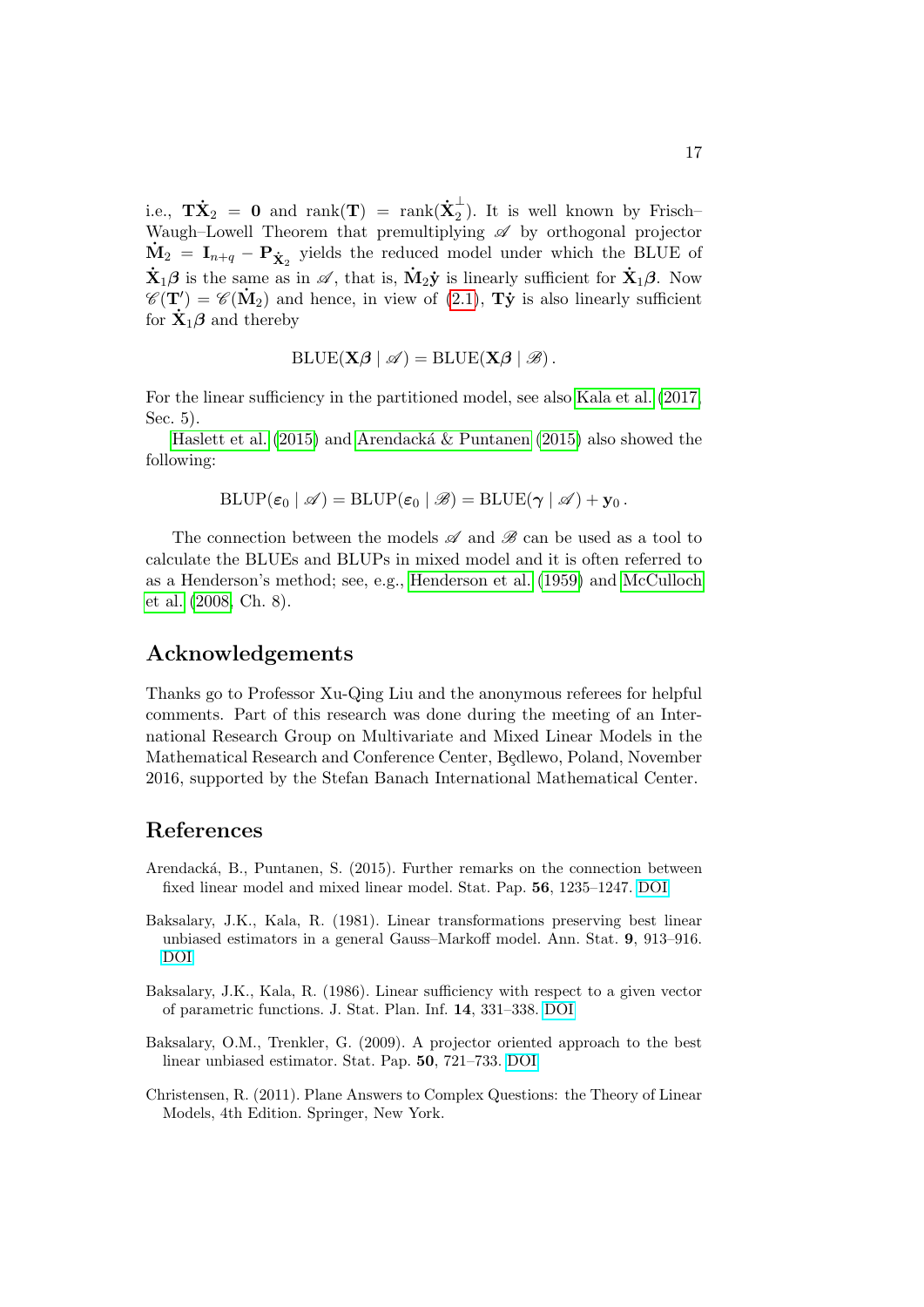i.e., $\mathbf{T}\dot{\mathbf{X}}_2 = \mathbf{0}$ and $\operatorname{rank}(\mathbf{T}) = \operatorname{rank}(\dot{\mathbf{X}}_2^{\perp})$. It is well known by Frisch–Waugh–Lowell Theorem that premultiplying $\mathscr{A}$ by orthogonal projector $\dot{\mathbf{M}}_2 = \mathbf{I}_{n+q} - \mathbf{P}_{\dot{\mathbf{X}}_2}$ yields the reduced model under which the BLUE of $\dot{\mathbf{X}}_1\boldsymbol{\beta}$ is the same as in $\mathscr{A}$, that is, $\dot{\mathbf{M}}_2\dot{\mathbf{y}}$ is linearly sufficient for $\dot{\mathbf{X}}_1\boldsymbol{\beta}$. Now $\mathscr{C}(\mathbf{T}') = \mathscr{C}(\dot{\mathbf{M}}_2)$ and hence, in view of (2.1), $\mathbf{T}\dot{\mathbf{y}}$ is also linearly sufficient for $\dot{\mathbf{X}}_1\boldsymbol{\beta}$ and thereby

$$\operatorname{BLUE}(\mathbf{X}\boldsymbol{\beta} \mid \mathscr{A}) = \operatorname{BLUE}(\mathbf{X}\boldsymbol{\beta} \mid \mathscr{B})\,.$$

For the linear sufficiency in the partitioned model, see also Kala et al. (2017, Sec. 5).

Haslett et al. (2015) and Arendacká & Puntanen (2015) also showed the following:

$$\operatorname{BLUP}(\boldsymbol{\varepsilon}_0 \mid \mathscr{A}) = \operatorname{BLUP}(\boldsymbol{\varepsilon}_0 \mid \mathscr{B}) = \operatorname{BLUE}(\boldsymbol{\gamma} \mid \mathscr{A}) + \mathbf{y}_0\,.$$

The connection between the models $\mathscr{A}$ and $\mathscr{B}$ can be used as a tool to calculate the BLUEs and BLUPs in mixed model and it is often referred to as a Henderson's method; see, e.g., Henderson et al. (1959) and McCulloch et al. (2008, Ch. 8).

## Acknowledgements

Thanks go to Professor Xu-Qing Liu and the anonymous referees for helpful comments. Part of this research was done during the meeting of an International Research Group on Multivariate and Mixed Linear Models in the Mathematical Research and Conference Center, Będlewo, Poland, November 2016, supported by the Stefan Banach International Mathematical Center.

## References

Arendacká, B., Puntanen, S. (2015). Further remarks on the connection between fixed linear model and mixed linear model. Stat. Pap. **56**, 1235–1247. DOI

Baksalary, J.K., Kala, R. (1981). Linear transformations preserving best linear unbiased estimators in a general Gauss–Markoff model. Ann. Stat. **9**, 913–916. DOI

Baksalary, J.K., Kala, R. (1986). Linear sufficiency with respect to a given vector of parametric functions. J. Stat. Plan. Inf. **14**, 331–338. DOI

Baksalary, O.M., Trenkler, G. (2009). A projector oriented approach to the best linear unbiased estimator. Stat. Pap. **50**, 721–733. DOI

Christensen, R. (2011). Plane Answers to Complex Questions: the Theory of Linear Models, 4th Edition. Springer, New York.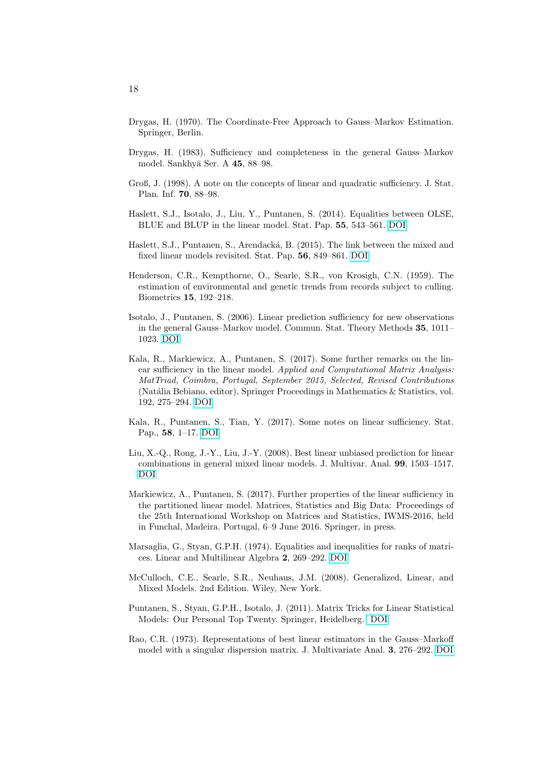Drygas, H. (1970). The Coordinate-Free Approach to Gauss–Markov Estimation. Springer, Berlin.

Drygas, H. (1983). Sufficiency and completeness in the general Gauss–Markov model. Sankhyā Ser. A **45**, 88–98.

Groß, J. (1998). A note on the concepts of linear and quadratic sufficiency. J. Stat. Plan. Inf. **70**, 88–98.

Haslett, S.J., Isotalo, J., Liu, Y., Puntanen, S. (2014). Equalities between OLSE, BLUE and BLUP in the linear model. Stat. Pap. **55**, 543–561. DOI

Haslett, S.J., Puntanen, S., Arendacká, B. (2015). The link between the mixed and fixed linear models revisited. Stat. Pap. **56**, 849–861. DOI

Henderson, C.R., Kempthorne, O., Searle, S.R., von Krosigh, C.N. (1959). The estimation of environmental and genetic trends from records subject to culling. Biometrics **15**, 192–218.

Isotalo, J., Puntanen, S. (2006). Linear prediction sufficiency for new observations in the general Gauss–Markov model. Commun. Stat. Theory Methods **35**, 1011–1023. DOI

Kala, R., Markiewicz, A., Puntanen, S. (2017). Some further remarks on the linear sufficiency in the linear model. *Applied and Computational Matrix Analysis: MatTriad, Coimbra, Portugal, September 2015, Selected, Revised Contributions* (Natália Bebiano, editor), Springer Proceedings in Mathematics & Statistics, vol. 192, 275–294. DOI

Kala, R., Puntanen, S., Tian, Y. (2017). Some notes on linear sufficiency. Stat. Pap., **58**, 1–17. DOI

Liu, X.-Q., Rong, J.-Y., Liu, J.-Y. (2008). Best linear unbiased prediction for linear combinations in general mixed linear models. J. Multivar. Anal. **99**, 1503–1517. DOI

Markiewicz, A., Puntanen, S. (2017). Further properties of the linear sufficiency in the partitioned linear model. Matrices, Statistics and Big Data: Proceedings of the 25th International Workshop on Matrices and Statistics, IWMS-2016, held in Funchal, Madeira. Portugal, 6–9 June 2016. Springer, in press.

Marsaglia, G., Styan, G.P.H. (1974). Equalities and inequalities for ranks of matrices. Linear and Multilinear Algebra **2**, 269–292. DOI

McCulloch, C.E., Searle, S.R., Neuhaus, J.M. (2008). Generalized, Linear, and Mixed Models. 2nd Edition. Wiley, New York.

Puntanen, S., Styan, G.P.H., Isotalo, J. (2011). Matrix Tricks for Linear Statistical Models: Our Personal Top Twenty. Springer, Heidelberg. DOI

Rao, C.R. (1973). Representations of best linear estimators in the Gauss–Markoff model with a singular dispersion matrix. J. Multivariate Anal. **3**, 276–292. DOI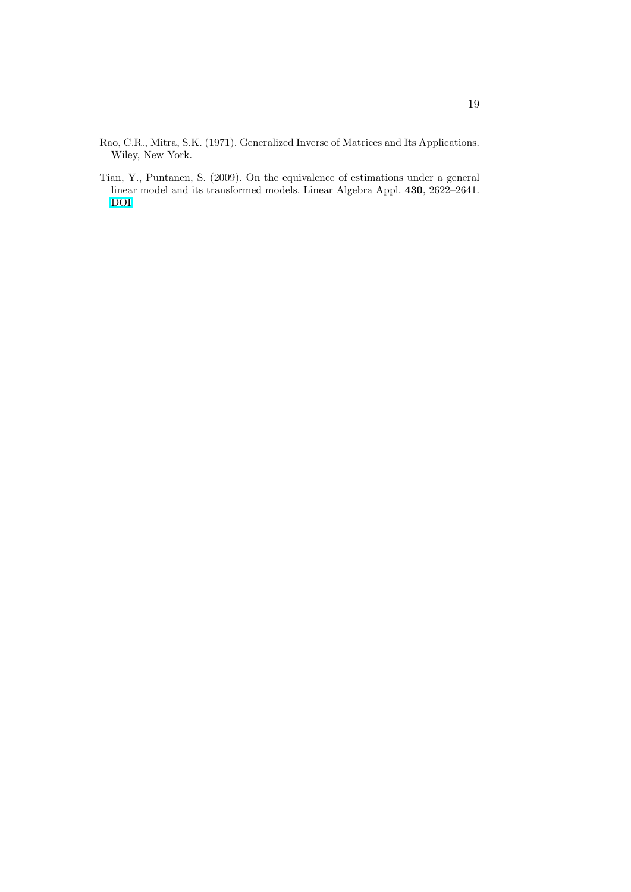Rao, C.R., Mitra, S.K. (1971). Generalized Inverse of Matrices and Its Applications. Wiley, New York.

Tian, Y., Puntanen, S. (2009). On the equivalence of estimations under a general linear model and its transformed models. Linear Algebra Appl. **430**, 2622–2641. DOI